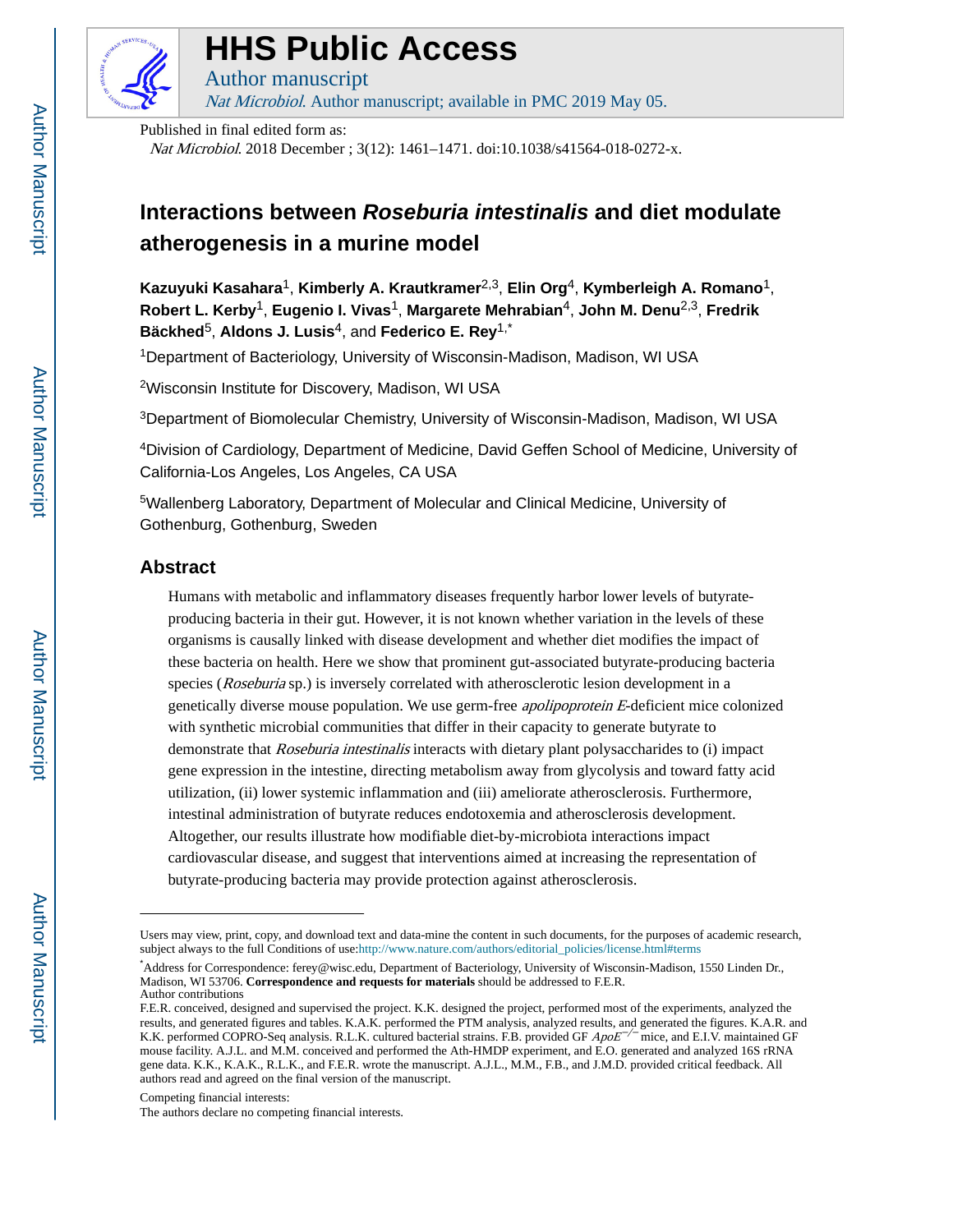# HHS Public Access

Author manuscript

*Nat Microbiol*. Author manuscript; available in PMC 2019 May 05.

Published in final edited form as:

*Nat Microbiol*. 2018 December ; 3(12): 1461–1471. doi:10.1038/s41564-018-0272-x.

# Interactions between *Roseburia intestinalis* and diet modulate atherogenesis in a murine model

**Kazuyuki Kasahara**[1], **Kimberly A. Krautkramer**[2,3], **Elin Org**[4], **Kymberleigh A. Romano**[1], **Robert L. Kerby**[1], **Eugenio I. Vivas**[1], **Margarete Mehrabian**[4], **John M. Denu**[2,3], **Fredrik Bäckhed**[5], **Aldons J. Lusis**[4], and **Federico E. Rey**[1,*]

[1]Department of Bacteriology, University of Wisconsin-Madison, Madison, WI USA

[2]Wisconsin Institute for Discovery, Madison, WI USA

[3]Department of Biomolecular Chemistry, University of Wisconsin-Madison, Madison, WI USA

[4]Division of Cardiology, Department of Medicine, David Geffen School of Medicine, University of California-Los Angeles, Los Angeles, CA USA

[5]Wallenberg Laboratory, Department of Molecular and Clinical Medicine, University of Gothenburg, Gothenburg, Sweden

## Abstract

Humans with metabolic and inflammatory diseases frequently harbor lower levels of butyrate-producing bacteria in their gut. However, it is not known whether variation in the levels of these organisms is causally linked with disease development and whether diet modifies the impact of these bacteria on health. Here we show that prominent gut-associated butyrate-producing bacteria species (*Roseburia* sp.) is inversely correlated with atherosclerotic lesion development in a genetically diverse mouse population. We use germ-free *apolipoprotein E*-deficient mice colonized with synthetic microbial communities that differ in their capacity to generate butyrate to demonstrate that *Roseburia intestinalis* interacts with dietary plant polysaccharides to (i) impact gene expression in the intestine, directing metabolism away from glycolysis and toward fatty acid utilization, (ii) lower systemic inflammation and (iii) ameliorate atherosclerosis. Furthermore, intestinal administration of butyrate reduces endotoxemia and atherosclerosis development. Altogether, our results illustrate how modifiable diet-by-microbiota interactions impact cardiovascular disease, and suggest that interventions aimed at increasing the representation of butyrate-producing bacteria may provide protection against atherosclerosis.

---

Users may view, print, copy, and download text and data-mine the content in such documents, for the purposes of academic research, subject always to the full Conditions of use:http://www.nature.com/authors/editorial_policies/license.html#terms

*Address for Correspondence: ferey@wisc.edu, Department of Bacteriology, University of Wisconsin-Madison, 1550 Linden Dr., Madison, WI 53706. **Correspondence and requests for materials** should be addressed to F.E.R.

Author contributions

F.E.R. conceived, designed and supervised the project. K.K. designed the project, performed most of the experiments, analyzed the results, and generated figures and tables. K.A.K. performed the PTM analysis, analyzed results, and generated the figures. K.A.R. and K.K. performed COPRO-Seq analysis. R.L.K. cultured bacterial strains. F.B. provided GF $ApoE^{-/-}$ mice, and E.I.V. maintained GF mouse facility. A.J.L. and M.M. conceived and performed the Ath-HMDP experiment, and E.O. generated and analyzed 16S rRNA gene data. K.K., K.A.K., R.L.K., and F.E.R. wrote the manuscript. A.J.L., M.M., F.B., and J.M.D. provided critical feedback. All authors read and agreed on the final version of the manuscript.

Competing financial interests:

The authors declare no competing financial interests.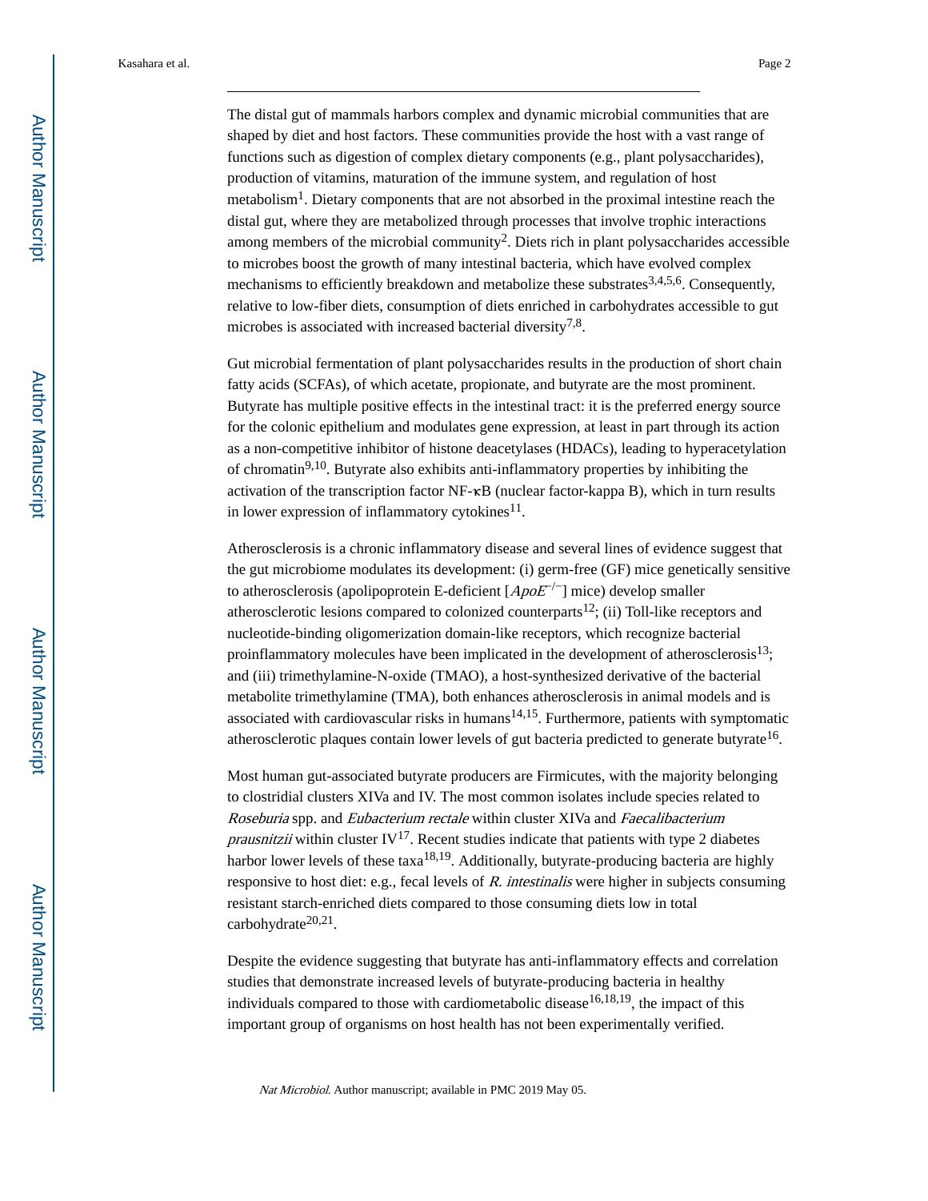The distal gut of mammals harbors complex and dynamic microbial communities that are shaped by diet and host factors. These communities provide the host with a vast range of functions such as digestion of complex dietary components (e.g., plant polysaccharides), production of vitamins, maturation of the immune system, and regulation of host metabolism[1]. Dietary components that are not absorbed in the proximal intestine reach the distal gut, where they are metabolized through processes that involve trophic interactions among members of the microbial community[2]. Diets rich in plant polysaccharides accessible to microbes boost the growth of many intestinal bacteria, which have evolved complex mechanisms to efficiently breakdown and metabolize these substrates[3,4,5,6]. Consequently, relative to low-fiber diets, consumption of diets enriched in carbohydrates accessible to gut microbes is associated with increased bacterial diversity[7,8].

Gut microbial fermentation of plant polysaccharides results in the production of short chain fatty acids (SCFAs), of which acetate, propionate, and butyrate are the most prominent. Butyrate has multiple positive effects in the intestinal tract: it is the preferred energy source for the colonic epithelium and modulates gene expression, at least in part through its action as a non-competitive inhibitor of histone deacetylases (HDACs), leading to hyperacetylation of chromatin[9,10]. Butyrate also exhibits anti-inflammatory properties by inhibiting the activation of the transcription factor NF-κB (nuclear factor-kappa B), which in turn results in lower expression of inflammatory cytokines[11].

Atherosclerosis is a chronic inflammatory disease and several lines of evidence suggest that the gut microbiome modulates its development: (i) germ-free (GF) mice genetically sensitive to atherosclerosis (apolipoprotein E-deficient [*ApoE*$^{-/-}$] mice) develop smaller atherosclerotic lesions compared to colonized counterparts[12]; (ii) Toll-like receptors and nucleotide-binding oligomerization domain-like receptors, which recognize bacterial proinflammatory molecules have been implicated in the development of atherosclerosis[13]; and (iii) trimethylamine-N-oxide (TMAO), a host-synthesized derivative of the bacterial metabolite trimethylamine (TMA), both enhances atherosclerosis in animal models and is associated with cardiovascular risks in humans[14,15]. Furthermore, patients with symptomatic atherosclerotic plaques contain lower levels of gut bacteria predicted to generate butyrate[16].

Most human gut-associated butyrate producers are Firmicutes, with the majority belonging to clostridial clusters XIVa and IV. The most common isolates include species related to *Roseburia* spp. and *Eubacterium rectale* within cluster XIVa and *Faecalibacterium prausnitzii* within cluster IV[17]. Recent studies indicate that patients with type 2 diabetes harbor lower levels of these taxa[18,19]. Additionally, butyrate-producing bacteria are highly responsive to host diet: e.g., fecal levels of *R. intestinalis* were higher in subjects consuming resistant starch-enriched diets compared to those consuming diets low in total carbohydrate[20,21].

Despite the evidence suggesting that butyrate has anti-inflammatory effects and correlation studies that demonstrate increased levels of butyrate-producing bacteria in healthy individuals compared to those with cardiometabolic disease[16,18,19], the impact of this important group of organisms on host health has not been experimentally verified.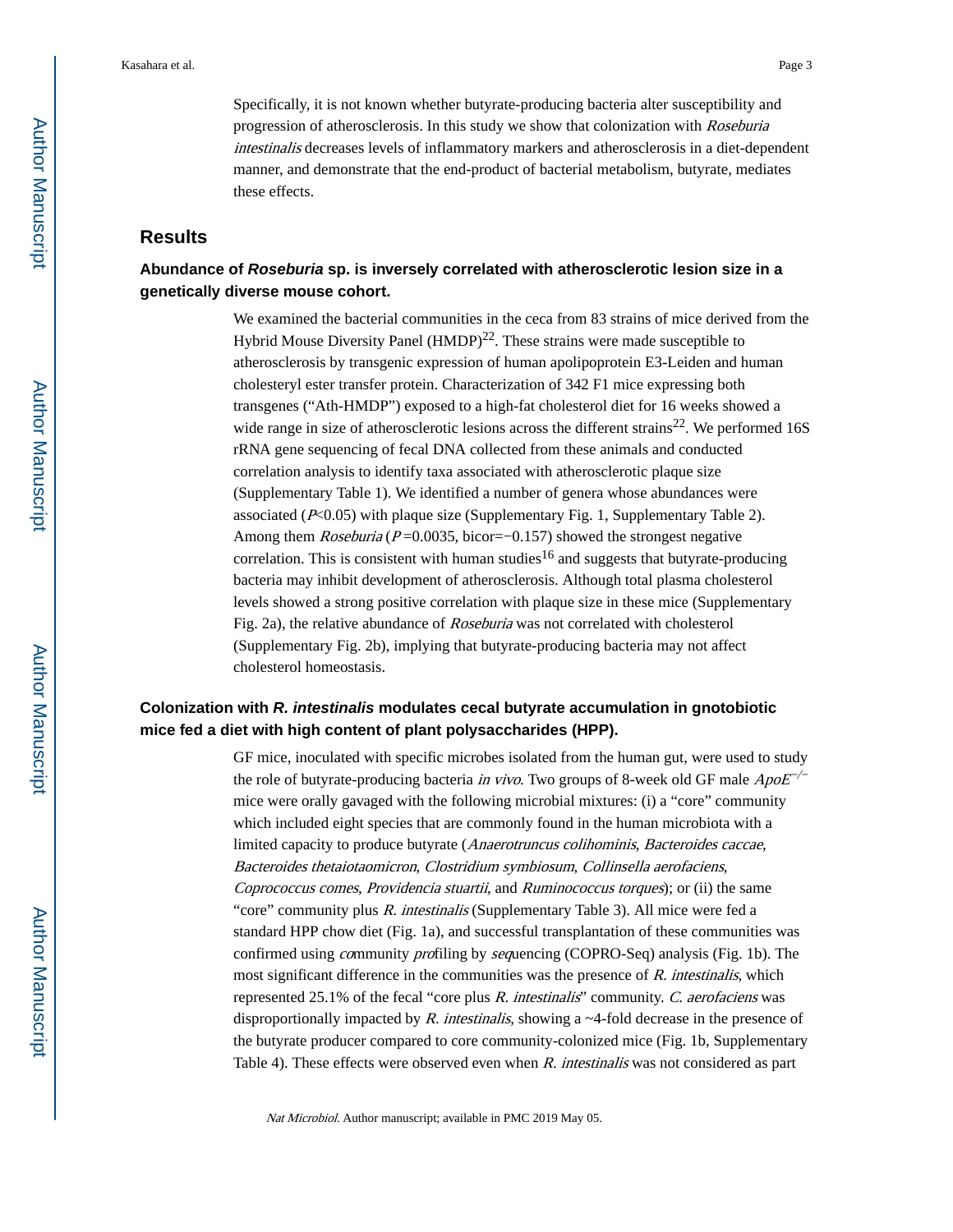Specifically, it is not known whether butyrate-producing bacteria alter susceptibility and progression of atherosclerosis. In this study we show that colonization with *Roseburia intestinalis* decreases levels of inflammatory markers and atherosclerosis in a diet-dependent manner, and demonstrate that the end-product of bacterial metabolism, butyrate, mediates these effects.

## Results

### Abundance of *Roseburia* sp. is inversely correlated with atherosclerotic lesion size in a genetically diverse mouse cohort.

We examined the bacterial communities in the ceca from 83 strains of mice derived from the Hybrid Mouse Diversity Panel (HMDP)[22]. These strains were made susceptible to atherosclerosis by transgenic expression of human apolipoprotein E3-Leiden and human cholesteryl ester transfer protein. Characterization of 342 F1 mice expressing both transgenes ("Ath-HMDP") exposed to a high-fat cholesterol diet for 16 weeks showed a wide range in size of atherosclerotic lesions across the different strains[22]. We performed 16S rRNA gene sequencing of fecal DNA collected from these animals and conducted correlation analysis to identify taxa associated with atherosclerotic plaque size (Supplementary Table 1). We identified a number of genera whose abundances were associated ($P$<0.05) with plaque size (Supplementary Fig. 1, Supplementary Table 2). Among them *Roseburia* ($P$ =0.0035, bicor=−0.157) showed the strongest negative correlation. This is consistent with human studies[16] and suggests that butyrate-producing bacteria may inhibit development of atherosclerosis. Although total plasma cholesterol levels showed a strong positive correlation with plaque size in these mice (Supplementary Fig. 2a), the relative abundance of *Roseburia* was not correlated with cholesterol (Supplementary Fig. 2b), implying that butyrate-producing bacteria may not affect cholesterol homeostasis.

### Colonization with *R. intestinalis* modulates cecal butyrate accumulation in gnotobiotic mice fed a diet with high content of plant polysaccharides (HPP).

GF mice, inoculated with specific microbes isolated from the human gut, were used to study the role of butyrate-producing bacteria *in vivo*. Two groups of 8-week old GF male $ApoE^{-/-}$ mice were orally gavaged with the following microbial mixtures: (i) a "core" community which included eight species that are commonly found in the human microbiota with a limited capacity to produce butyrate (*Anaerotruncus colihominis*, *Bacteroides caccae*, *Bacteroides thetaiotaomicron*, *Clostridium symbiosum*, *Collinsella aerofaciens*, *Coprococcus comes*, *Providencia stuartii*, and *Ruminococcus torques*); or (ii) the same "core" community plus *R. intestinalis* (Supplementary Table 3). All mice were fed a standard HPP chow diet (Fig. 1a), and successful transplantation of these communities was confirmed using *co*mmunity *pro*filing by *seq*uencing (COPRO-Seq) analysis (Fig. 1b). The most significant difference in the communities was the presence of *R. intestinalis*, which represented 25.1% of the fecal "core plus *R. intestinalis*" community. *C. aerofaciens* was disproportionally impacted by *R. intestinalis*, showing a ~4-fold decrease in the presence of the butyrate producer compared to core community-colonized mice (Fig. 1b, Supplementary Table 4). These effects were observed even when *R. intestinalis* was not considered as part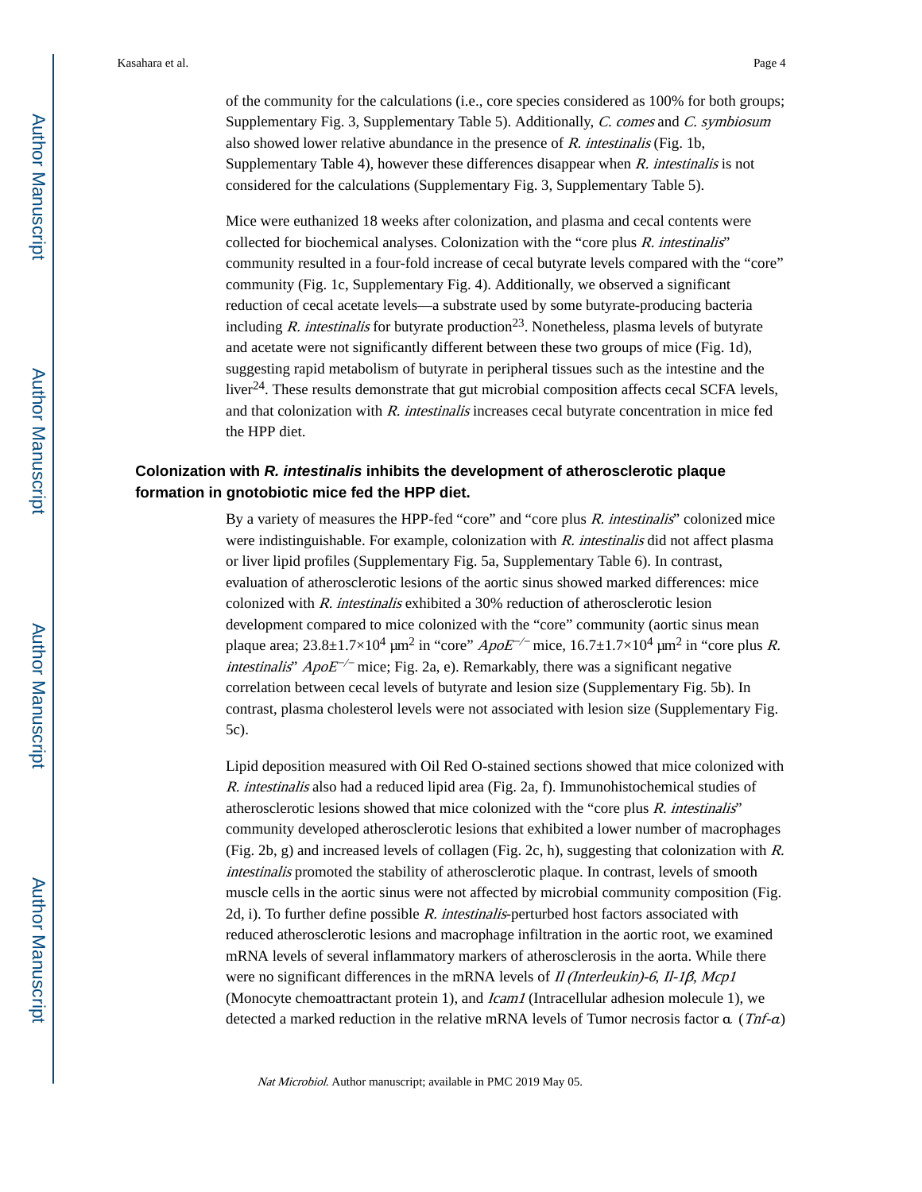of the community for the calculations (i.e., core species considered as 100% for both groups; Supplementary Fig. 3, Supplementary Table 5). Additionally, *C. comes* and *C. symbiosum* also showed lower relative abundance in the presence of *R. intestinalis* (Fig. 1b, Supplementary Table 4), however these differences disappear when *R. intestinalis* is not considered for the calculations (Supplementary Fig. 3, Supplementary Table 5).

Mice were euthanized 18 weeks after colonization, and plasma and cecal contents were collected for biochemical analyses. Colonization with the "core plus *R. intestinalis*" community resulted in a four-fold increase of cecal butyrate levels compared with the "core" community (Fig. 1c, Supplementary Fig. 4). Additionally, we observed a significant reduction of cecal acetate levels—a substrate used by some butyrate-producing bacteria including *R. intestinalis* for butyrate production[23]. Nonetheless, plasma levels of butyrate and acetate were not significantly different between these two groups of mice (Fig. 1d), suggesting rapid metabolism of butyrate in peripheral tissues such as the intestine and the liver[24]. These results demonstrate that gut microbial composition affects cecal SCFA levels, and that colonization with *R. intestinalis* increases cecal butyrate concentration in mice fed the HPP diet.

## Colonization with *R. intestinalis* inhibits the development of atherosclerotic plaque formation in gnotobiotic mice fed the HPP diet.

By a variety of measures the HPP-fed "core" and "core plus *R. intestinalis*" colonized mice were indistinguishable. For example, colonization with *R. intestinalis* did not affect plasma or liver lipid profiles (Supplementary Fig. 5a, Supplementary Table 6). In contrast, evaluation of atherosclerotic lesions of the aortic sinus showed marked differences: mice colonized with *R. intestinalis* exhibited a 30% reduction of atherosclerotic lesion development compared to mice colonized with the "core" community (aortic sinus mean plaque area; $23.8 \pm 1.7 \times 10^4$ μm$^2$ in "core" $ApoE^{-/-}$ mice, $16.7 \pm 1.7 \times 10^4$ μm$^2$ in "core plus *R. intestinalis*" $ApoE^{-/-}$ mice; Fig. 2a, e). Remarkably, there was a significant negative correlation between cecal levels of butyrate and lesion size (Supplementary Fig. 5b). In contrast, plasma cholesterol levels were not associated with lesion size (Supplementary Fig. 5c).

Lipid deposition measured with Oil Red O-stained sections showed that mice colonized with *R. intestinalis* also had a reduced lipid area (Fig. 2a, f). Immunohistochemical studies of atherosclerotic lesions showed that mice colonized with the "core plus *R. intestinalis*" community developed atherosclerotic lesions that exhibited a lower number of macrophages (Fig. 2b, g) and increased levels of collagen (Fig. 2c, h), suggesting that colonization with *R. intestinalis* promoted the stability of atherosclerotic plaque. In contrast, levels of smooth muscle cells in the aortic sinus were not affected by microbial community composition (Fig. 2d, i). To further define possible *R. intestinalis*-perturbed host factors associated with reduced atherosclerotic lesions and macrophage infiltration in the aortic root, we examined mRNA levels of several inflammatory markers of atherosclerosis in the aorta. While there were no significant differences in the mRNA levels of *Il (Interleukin)-6*, *Il-1β*, *Mcp1* (Monocyte chemoattractant protein 1), and *Icam1* (Intracellular adhesion molecule 1), we detected a marked reduction in the relative mRNA levels of Tumor necrosis factor α (*Tnf-α*)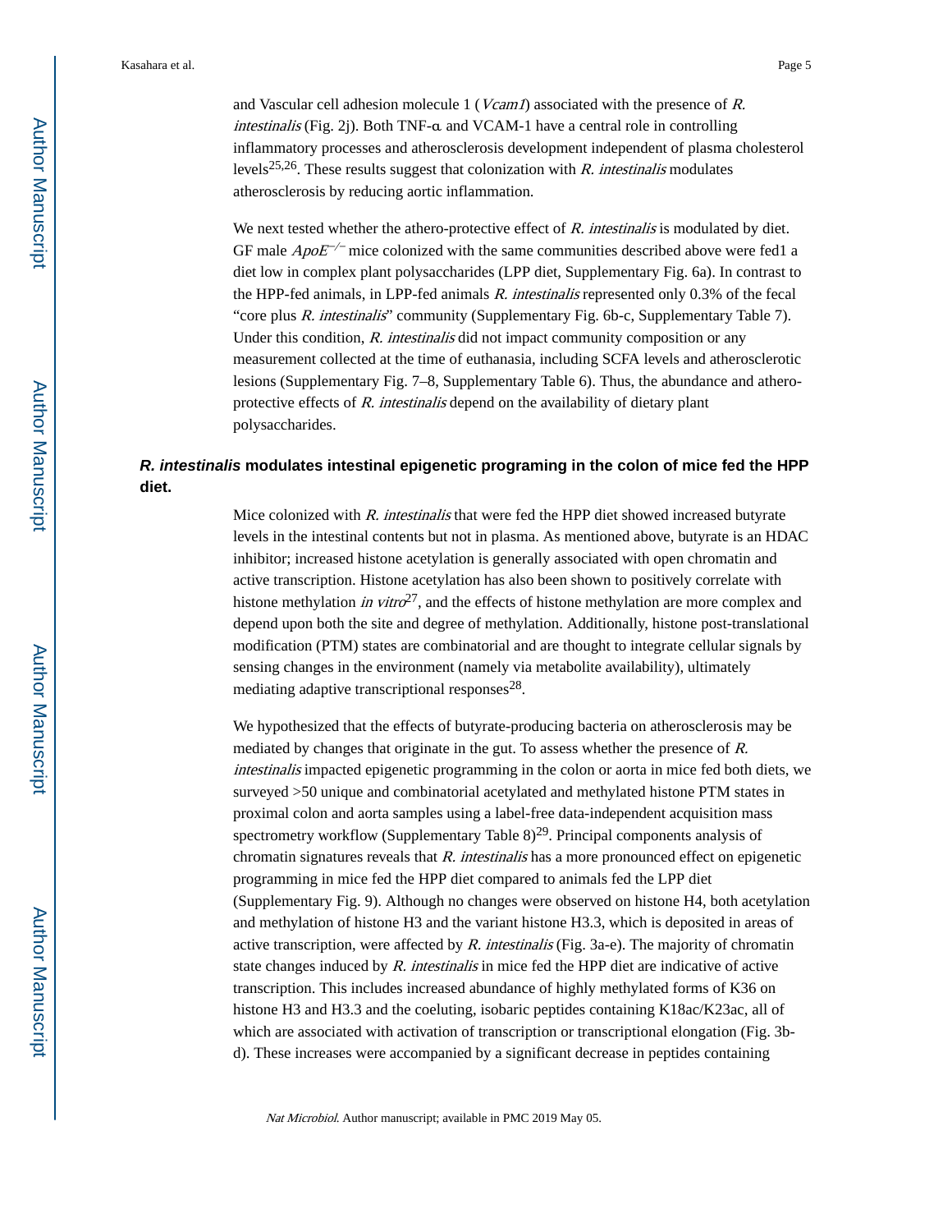and Vascular cell adhesion molecule 1 (*Vcam1*) associated with the presence of *R. intestinalis* (Fig. 2j). Both TNF-α and VCAM-1 have a central role in controlling inflammatory processes and atherosclerosis development independent of plasma cholesterol levels[25,26]. These results suggest that colonization with *R. intestinalis* modulates atherosclerosis by reducing aortic inflammation.

We next tested whether the athero-protective effect of *R. intestinalis* is modulated by diet. GF male *ApoE*$^{-/-}$ mice colonized with the same communities described above were fed1 a diet low in complex plant polysaccharides (LPP diet, Supplementary Fig. 6a). In contrast to the HPP-fed animals, in LPP-fed animals *R. intestinalis* represented only 0.3% of the fecal "core plus *R. intestinalis*" community (Supplementary Fig. 6b-c, Supplementary Table 7). Under this condition, *R. intestinalis* did not impact community composition or any measurement collected at the time of euthanasia, including SCFA levels and atherosclerotic lesions (Supplementary Fig. 7–8, Supplementary Table 6). Thus, the abundance and athero-protective effects of *R. intestinalis* depend on the availability of dietary plant polysaccharides.

## *R. intestinalis* modulates intestinal epigenetic programing in the colon of mice fed the HPP diet.

Mice colonized with *R. intestinalis* that were fed the HPP diet showed increased butyrate levels in the intestinal contents but not in plasma. As mentioned above, butyrate is an HDAC inhibitor; increased histone acetylation is generally associated with open chromatin and active transcription. Histone acetylation has also been shown to positively correlate with histone methylation *in vitro*[27], and the effects of histone methylation are more complex and depend upon both the site and degree of methylation. Additionally, histone post-translational modification (PTM) states are combinatorial and are thought to integrate cellular signals by sensing changes in the environment (namely via metabolite availability), ultimately mediating adaptive transcriptional responses[28].

We hypothesized that the effects of butyrate-producing bacteria on atherosclerosis may be mediated by changes that originate in the gut. To assess whether the presence of *R. intestinalis* impacted epigenetic programming in the colon or aorta in mice fed both diets, we surveyed >50 unique and combinatorial acetylated and methylated histone PTM states in proximal colon and aorta samples using a label-free data-independent acquisition mass spectrometry workflow (Supplementary Table 8)[29]. Principal components analysis of chromatin signatures reveals that *R. intestinalis* has a more pronounced effect on epigenetic programming in mice fed the HPP diet compared to animals fed the LPP diet (Supplementary Fig. 9). Although no changes were observed on histone H4, both acetylation and methylation of histone H3 and the variant histone H3.3, which is deposited in areas of active transcription, were affected by *R. intestinalis* (Fig. 3a-e). The majority of chromatin state changes induced by *R. intestinalis* in mice fed the HPP diet are indicative of active transcription. This includes increased abundance of highly methylated forms of K36 on histone H3 and H3.3 and the coeluting, isobaric peptides containing K18ac/K23ac, all of which are associated with activation of transcription or transcriptional elongation (Fig. 3b-d). These increases were accompanied by a significant decrease in peptides containing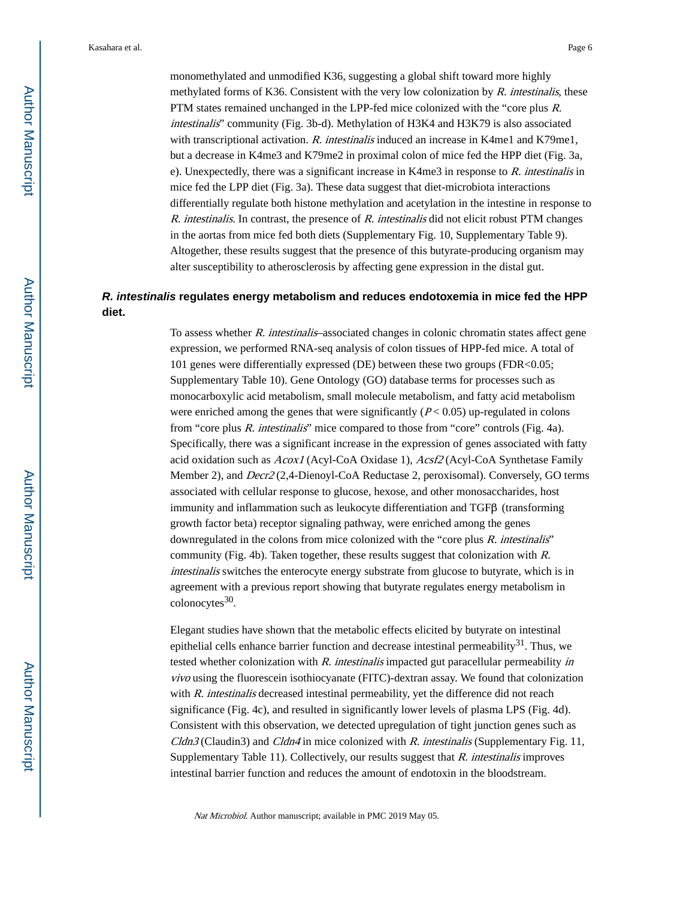monomethylated and unmodified K36, suggesting a global shift toward more highly methylated forms of K36. Consistent with the very low colonization by *R. intestinalis*, these PTM states remained unchanged in the LPP-fed mice colonized with the "core plus *R. intestinalis*" community (Fig. 3b-d). Methylation of H3K4 and H3K79 is also associated with transcriptional activation. *R. intestinalis* induced an increase in K4me1 and K79me1, but a decrease in K4me3 and K79me2 in proximal colon of mice fed the HPP diet (Fig. 3a, e). Unexpectedly, there was a significant increase in K4me3 in response to *R. intestinalis* in mice fed the LPP diet (Fig. 3a). These data suggest that diet-microbiota interactions differentially regulate both histone methylation and acetylation in the intestine in response to *R. intestinalis*. In contrast, the presence of *R. intestinalis* did not elicit robust PTM changes in the aortas from mice fed both diets (Supplementary Fig. 10, Supplementary Table 9). Altogether, these results suggest that the presence of this butyrate-producing organism may alter susceptibility to atherosclerosis by affecting gene expression in the distal gut.

### *R. intestinalis* regulates energy metabolism and reduces endotoxemia in mice fed the HPP diet.

To assess whether *R. intestinalis*–associated changes in colonic chromatin states affect gene expression, we performed RNA-seq analysis of colon tissues of HPP-fed mice. A total of 101 genes were differentially expressed (DE) between these two groups (FDR<0.05; Supplementary Table 10). Gene Ontology (GO) database terms for processes such as monocarboxylic acid metabolism, small molecule metabolism, and fatty acid metabolism were enriched among the genes that were significantly ($P < 0.05$) up-regulated in colons from "core plus *R. intestinalis*" mice compared to those from "core" controls (Fig. 4a). Specifically, there was a significant increase in the expression of genes associated with fatty acid oxidation such as *Acox1* (Acyl-CoA Oxidase 1), *Acsf2* (Acyl-CoA Synthetase Family Member 2), and *Decr2* (2,4-Dienoyl-CoA Reductase 2, peroxisomal). Conversely, GO terms associated with cellular response to glucose, hexose, and other monosaccharides, host immunity and inflammation such as leukocyte differentiation and TGFβ (transforming growth factor beta) receptor signaling pathway, were enriched among the genes downregulated in the colons from mice colonized with the "core plus *R. intestinalis*" community (Fig. 4b). Taken together, these results suggest that colonization with *R. intestinalis* switches the enterocyte energy substrate from glucose to butyrate, which is in agreement with a previous report showing that butyrate regulates energy metabolism in colonocytes[30].

Elegant studies have shown that the metabolic effects elicited by butyrate on intestinal epithelial cells enhance barrier function and decrease intestinal permeability[31]. Thus, we tested whether colonization with *R. intestinalis* impacted gut paracellular permeability *in vivo* using the fluorescein isothiocyanate (FITC)-dextran assay. We found that colonization with *R. intestinalis* decreased intestinal permeability, yet the difference did not reach significance (Fig. 4c), and resulted in significantly lower levels of plasma LPS (Fig. 4d). Consistent with this observation, we detected upregulation of tight junction genes such as *Cldn3* (Claudin3) and *Cldn4* in mice colonized with *R. intestinalis* (Supplementary Fig. 11, Supplementary Table 11). Collectively, our results suggest that *R. intestinalis* improves intestinal barrier function and reduces the amount of endotoxin in the bloodstream.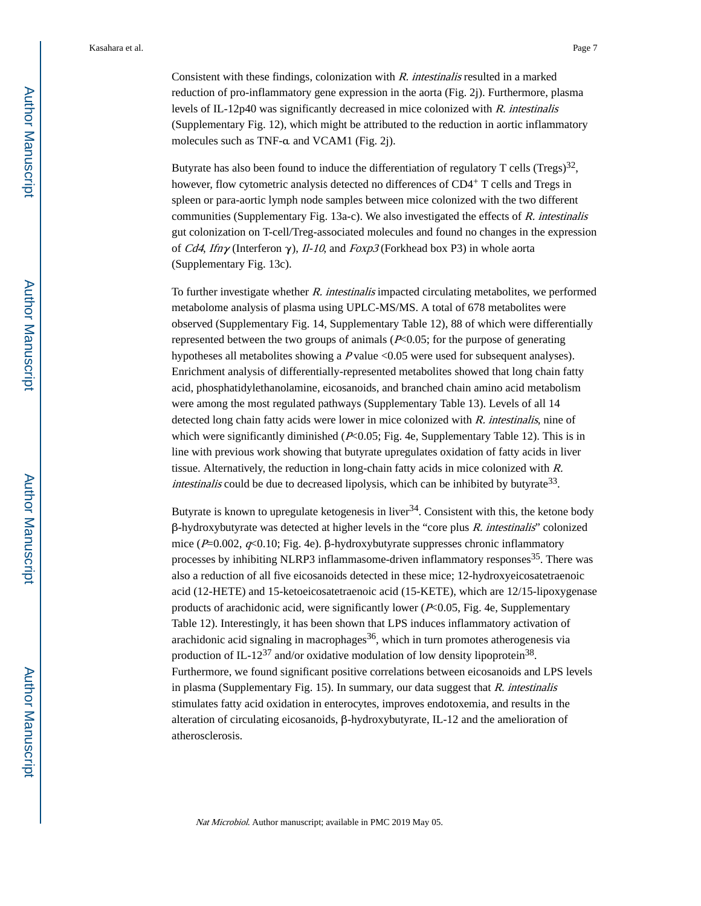Consistent with these findings, colonization with *R. intestinalis* resulted in a marked reduction of pro-inflammatory gene expression in the aorta (Fig. 2j). Furthermore, plasma levels of IL-12p40 was significantly decreased in mice colonized with *R. intestinalis* (Supplementary Fig. 12), which might be attributed to the reduction in aortic inflammatory molecules such as TNF-α and VCAM1 (Fig. 2j).

Butyrate has also been found to induce the differentiation of regulatory T cells (Tregs)[32], however, flow cytometric analysis detected no differences of $CD4^+$ T cells and Tregs in spleen or para-aortic lymph node samples between mice colonized with the two different communities (Supplementary Fig. 13a-c). We also investigated the effects of *R. intestinalis* gut colonization on T-cell/Treg-associated molecules and found no changes in the expression of *Cd4*, *Ifnγ* (Interferon γ), *Il-10*, and *Foxp3* (Forkhead box P3) in whole aorta (Supplementary Fig. 13c).

To further investigate whether *R. intestinalis* impacted circulating metabolites, we performed metabolome analysis of plasma using UPLC-MS/MS. A total of 678 metabolites were observed (Supplementary Fig. 14, Supplementary Table 12), 88 of which were differentially represented between the two groups of animals ($P<0.05$; for the purpose of generating hypotheses all metabolites showing a $P$ value <0.05 were used for subsequent analyses). Enrichment analysis of differentially-represented metabolites showed that long chain fatty acid, phosphatidylethanolamine, eicosanoids, and branched chain amino acid metabolism were among the most regulated pathways (Supplementary Table 13). Levels of all 14 detected long chain fatty acids were lower in mice colonized with *R. intestinalis*, nine of which were significantly diminished ($P<0.05$; Fig. 4e, Supplementary Table 12). This is in line with previous work showing that butyrate upregulates oxidation of fatty acids in liver tissue. Alternatively, the reduction in long-chain fatty acids in mice colonized with *R. intestinalis* could be due to decreased lipolysis, which can be inhibited by butyrate[33].

Butyrate is known to upregulate ketogenesis in liver[34]. Consistent with this, the ketone body β-hydroxybutyrate was detected at higher levels in the "core plus *R. intestinalis*" colonized mice ($P=0.002$, $q<0.10$; Fig. 4e). β-hydroxybutyrate suppresses chronic inflammatory processes by inhibiting NLRP3 inflammasome-driven inflammatory responses[35]. There was also a reduction of all five eicosanoids detected in these mice; 12-hydroxyeicosatetraenoic acid (12-HETE) and 15-ketoeicosatetraenoic acid (15-KETE), which are 12/15-lipoxygenase products of arachidonic acid, were significantly lower ($P<0.05$, Fig. 4e, Supplementary Table 12). Interestingly, it has been shown that LPS induces inflammatory activation of arachidonic acid signaling in macrophages[36], which in turn promotes atherogenesis via production of IL-12[37] and/or oxidative modulation of low density lipoprotein[38]. Furthermore, we found significant positive correlations between eicosanoids and LPS levels in plasma (Supplementary Fig. 15). In summary, our data suggest that *R. intestinalis* stimulates fatty acid oxidation in enterocytes, improves endotoxemia, and results in the alteration of circulating eicosanoids, β-hydroxybutyrate, IL-12 and the amelioration of atherosclerosis.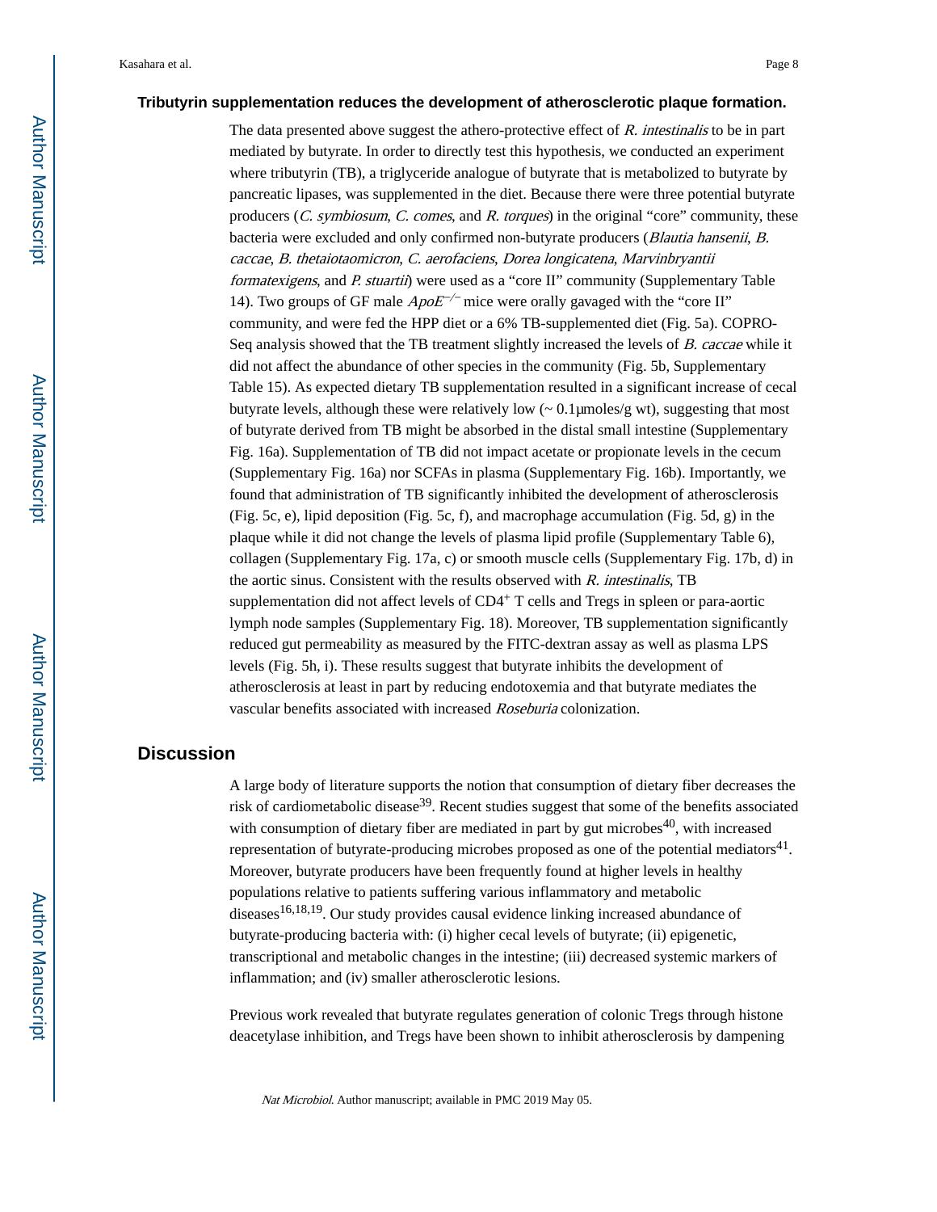### Tributyrin supplementation reduces the development of atherosclerotic plaque formation.

The data presented above suggest the athero-protective effect of *R. intestinalis* to be in part mediated by butyrate. In order to directly test this hypothesis, we conducted an experiment where tributyrin (TB), a triglyceride analogue of butyrate that is metabolized to butyrate by pancreatic lipases, was supplemented in the diet. Because there were three potential butyrate producers (*C. symbiosum*, *C. comes*, and *R. torques*) in the original "core" community, these bacteria were excluded and only confirmed non-butyrate producers (*Blautia hansenii*, *B. caccae*, *B. thetaiotaomicron*, *C. aerofaciens*, *Dorea longicatena*, *Marvinbryantii formatexigens*, and *P. stuartii*) were used as a "core II" community (Supplementary Table 14). Two groups of GF male $ApoE^{-/-}$ mice were orally gavaged with the "core II" community, and were fed the HPP diet or a 6% TB-supplemented diet (Fig. 5a). COPRO-Seq analysis showed that the TB treatment slightly increased the levels of *B. caccae* while it did not affect the abundance of other species in the community (Fig. 5b, Supplementary Table 15). As expected dietary TB supplementation resulted in a significant increase of cecal butyrate levels, although these were relatively low (~ 0.1μmoles/g wt), suggesting that most of butyrate derived from TB might be absorbed in the distal small intestine (Supplementary Fig. 16a). Supplementation of TB did not impact acetate or propionate levels in the cecum (Supplementary Fig. 16a) nor SCFAs in plasma (Supplementary Fig. 16b). Importantly, we found that administration of TB significantly inhibited the development of atherosclerosis (Fig. 5c, e), lipid deposition (Fig. 5c, f), and macrophage accumulation (Fig. 5d, g) in the plaque while it did not change the levels of plasma lipid profile (Supplementary Table 6), collagen (Supplementary Fig. 17a, c) or smooth muscle cells (Supplementary Fig. 17b, d) in the aortic sinus. Consistent with the results observed with *R. intestinalis*, TB supplementation did not affect levels of $CD4^+$ T cells and Tregs in spleen or para-aortic lymph node samples (Supplementary Fig. 18). Moreover, TB supplementation significantly reduced gut permeability as measured by the FITC-dextran assay as well as plasma LPS levels (Fig. 5h, i). These results suggest that butyrate inhibits the development of atherosclerosis at least in part by reducing endotoxemia and that butyrate mediates the vascular benefits associated with increased *Roseburia* colonization.

## Discussion

A large body of literature supports the notion that consumption of dietary fiber decreases the risk of cardiometabolic disease[39]. Recent studies suggest that some of the benefits associated with consumption of dietary fiber are mediated in part by gut microbes[40], with increased representation of butyrate-producing microbes proposed as one of the potential mediators[41]. Moreover, butyrate producers have been frequently found at higher levels in healthy populations relative to patients suffering various inflammatory and metabolic diseases[16,18,19]. Our study provides causal evidence linking increased abundance of butyrate-producing bacteria with: (i) higher cecal levels of butyrate; (ii) epigenetic, transcriptional and metabolic changes in the intestine; (iii) decreased systemic markers of inflammation; and (iv) smaller atherosclerotic lesions.

Previous work revealed that butyrate regulates generation of colonic Tregs through histone deacetylase inhibition, and Tregs have been shown to inhibit atherosclerosis by dampening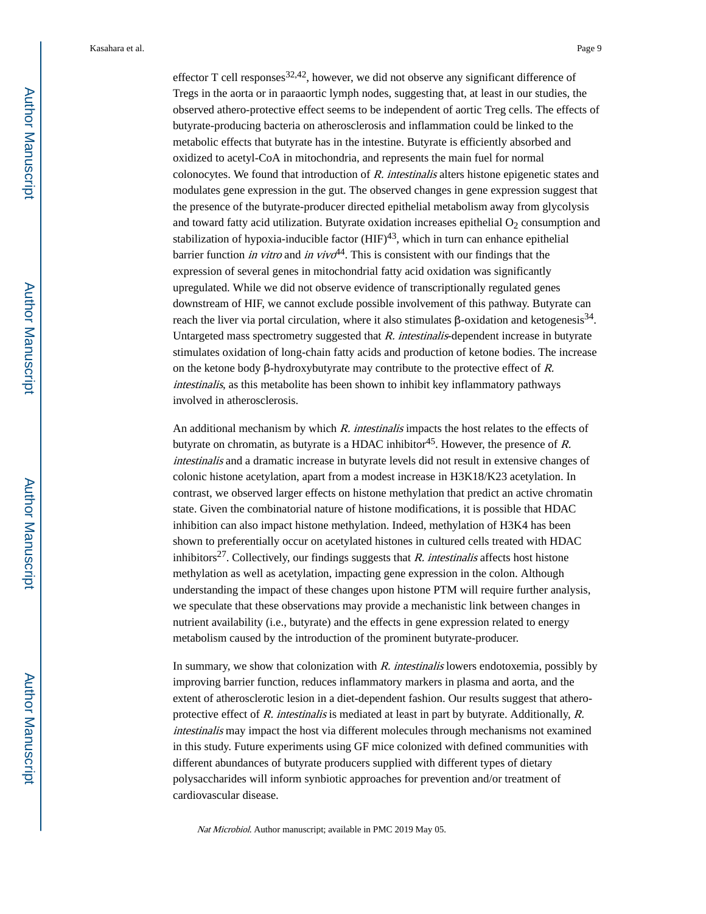effector T cell responses[32,42], however, we did not observe any significant difference of Tregs in the aorta or in paraaortic lymph nodes, suggesting that, at least in our studies, the observed athero-protective effect seems to be independent of aortic Treg cells. The effects of butyrate-producing bacteria on atherosclerosis and inflammation could be linked to the metabolic effects that butyrate has in the intestine. Butyrate is efficiently absorbed and oxidized to acetyl-CoA in mitochondria, and represents the main fuel for normal colonocytes. We found that introduction of *R. intestinalis* alters histone epigenetic states and modulates gene expression in the gut. The observed changes in gene expression suggest that the presence of the butyrate-producer directed epithelial metabolism away from glycolysis and toward fatty acid utilization. Butyrate oxidation increases epithelial $O_2$ consumption and stabilization of hypoxia-inducible factor (HIF)[43], which in turn can enhance epithelial barrier function *in vitro* and *in vivo*[44]. This is consistent with our findings that the expression of several genes in mitochondrial fatty acid oxidation was significantly upregulated. While we did not observe evidence of transcriptionally regulated genes downstream of HIF, we cannot exclude possible involvement of this pathway. Butyrate can reach the liver via portal circulation, where it also stimulates β-oxidation and ketogenesis[34]. Untargeted mass spectrometry suggested that *R. intestinalis*-dependent increase in butyrate stimulates oxidation of long-chain fatty acids and production of ketone bodies. The increase on the ketone body β-hydroxybutyrate may contribute to the protective effect of *R. intestinalis*, as this metabolite has been shown to inhibit key inflammatory pathways involved in atherosclerosis.

An additional mechanism by which *R. intestinalis* impacts the host relates to the effects of butyrate on chromatin, as butyrate is a HDAC inhibitor[45]. However, the presence of *R. intestinalis* and a dramatic increase in butyrate levels did not result in extensive changes of colonic histone acetylation, apart from a modest increase in H3K18/K23 acetylation. In contrast, we observed larger effects on histone methylation that predict an active chromatin state. Given the combinatorial nature of histone modifications, it is possible that HDAC inhibition can also impact histone methylation. Indeed, methylation of H3K4 has been shown to preferentially occur on acetylated histones in cultured cells treated with HDAC inhibitors[27]. Collectively, our findings suggests that *R. intestinalis* affects host histone methylation as well as acetylation, impacting gene expression in the colon. Although understanding the impact of these changes upon histone PTM will require further analysis, we speculate that these observations may provide a mechanistic link between changes in nutrient availability (i.e., butyrate) and the effects in gene expression related to energy metabolism caused by the introduction of the prominent butyrate-producer.

In summary, we show that colonization with *R. intestinalis* lowers endotoxemia, possibly by improving barrier function, reduces inflammatory markers in plasma and aorta, and the extent of atherosclerotic lesion in a diet-dependent fashion. Our results suggest that athero-protective effect of *R. intestinalis* is mediated at least in part by butyrate. Additionally, *R. intestinalis* may impact the host via different molecules through mechanisms not examined in this study. Future experiments using GF mice colonized with defined communities with different abundances of butyrate producers supplied with different types of dietary polysaccharides will inform synbiotic approaches for prevention and/or treatment of cardiovascular disease.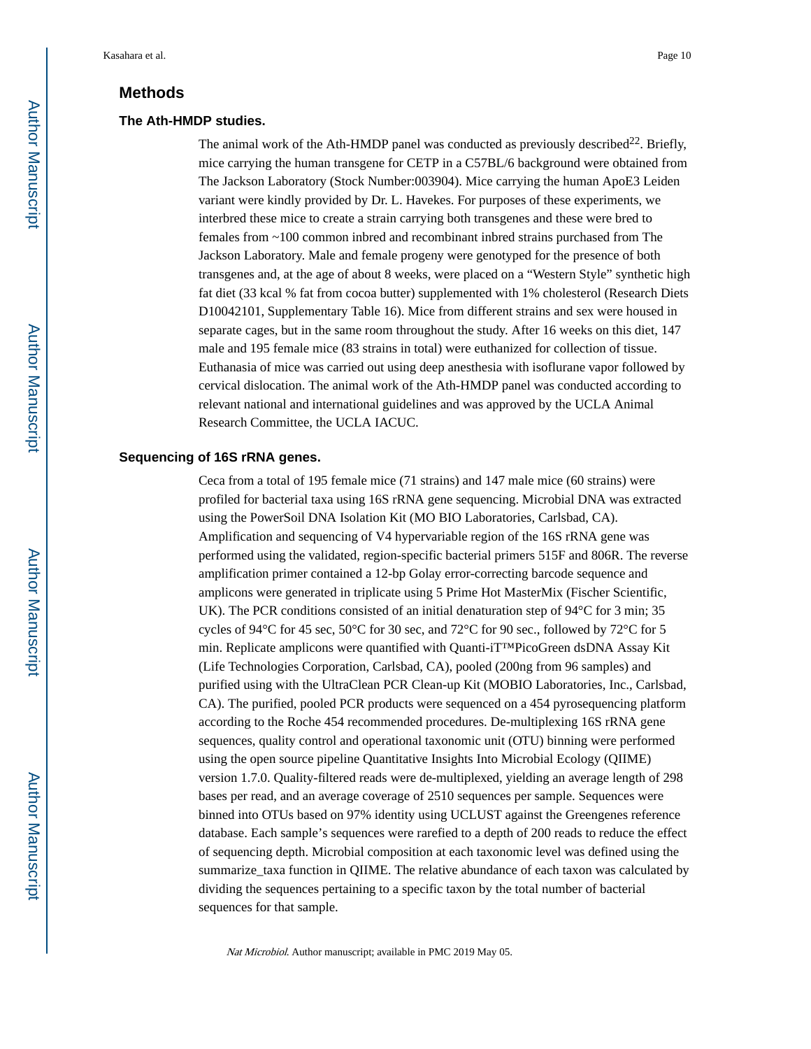## Methods

### The Ath-HMDP studies.

The animal work of the Ath-HMDP panel was conducted as previously described[22]. Briefly, mice carrying the human transgene for CETP in a C57BL/6 background were obtained from The Jackson Laboratory (Stock Number:003904). Mice carrying the human ApoE3 Leiden variant were kindly provided by Dr. L. Havekes. For purposes of these experiments, we interbred these mice to create a strain carrying both transgenes and these were bred to females from ~100 common inbred and recombinant inbred strains purchased from The Jackson Laboratory. Male and female progeny were genotyped for the presence of both transgenes and, at the age of about 8 weeks, were placed on a "Western Style" synthetic high fat diet (33 kcal % fat from cocoa butter) supplemented with 1% cholesterol (Research Diets D10042101, Supplementary Table 16). Mice from different strains and sex were housed in separate cages, but in the same room throughout the study. After 16 weeks on this diet, 147 male and 195 female mice (83 strains in total) were euthanized for collection of tissue. Euthanasia of mice was carried out using deep anesthesia with isoflurane vapor followed by cervical dislocation. The animal work of the Ath-HMDP panel was conducted according to relevant national and international guidelines and was approved by the UCLA Animal Research Committee, the UCLA IACUC.

### Sequencing of 16S rRNA genes.

Ceca from a total of 195 female mice (71 strains) and 147 male mice (60 strains) were profiled for bacterial taxa using 16S rRNA gene sequencing. Microbial DNA was extracted using the PowerSoil DNA Isolation Kit (MO BIO Laboratories, Carlsbad, CA). Amplification and sequencing of V4 hypervariable region of the 16S rRNA gene was performed using the validated, region-specific bacterial primers 515F and 806R. The reverse amplification primer contained a 12-bp Golay error-correcting barcode sequence and amplicons were generated in triplicate using 5 Prime Hot MasterMix (Fischer Scientific, UK). The PCR conditions consisted of an initial denaturation step of 94°C for 3 min; 35 cycles of 94°C for 45 sec, 50°C for 30 sec, and 72°C for 90 sec., followed by 72°C for 5 min. Replicate amplicons were quantified with Quanti-iT™PicoGreen dsDNA Assay Kit (Life Technologies Corporation, Carlsbad, CA), pooled (200ng from 96 samples) and purified using with the UltraClean PCR Clean-up Kit (MOBIO Laboratories, Inc., Carlsbad, CA). The purified, pooled PCR products were sequenced on a 454 pyrosequencing platform according to the Roche 454 recommended procedures. De-multiplexing 16S rRNA gene sequences, quality control and operational taxonomic unit (OTU) binning were performed using the open source pipeline Quantitative Insights Into Microbial Ecology (QIIME) version 1.7.0. Quality-filtered reads were de-multiplexed, yielding an average length of 298 bases per read, and an average coverage of 2510 sequences per sample. Sequences were binned into OTUs based on 97% identity using UCLUST against the Greengenes reference database. Each sample's sequences were rarefied to a depth of 200 reads to reduce the effect of sequencing depth. Microbial composition at each taxonomic level was defined using the summarize_taxa function in QIIME. The relative abundance of each taxon was calculated by dividing the sequences pertaining to a specific taxon by the total number of bacterial sequences for that sample.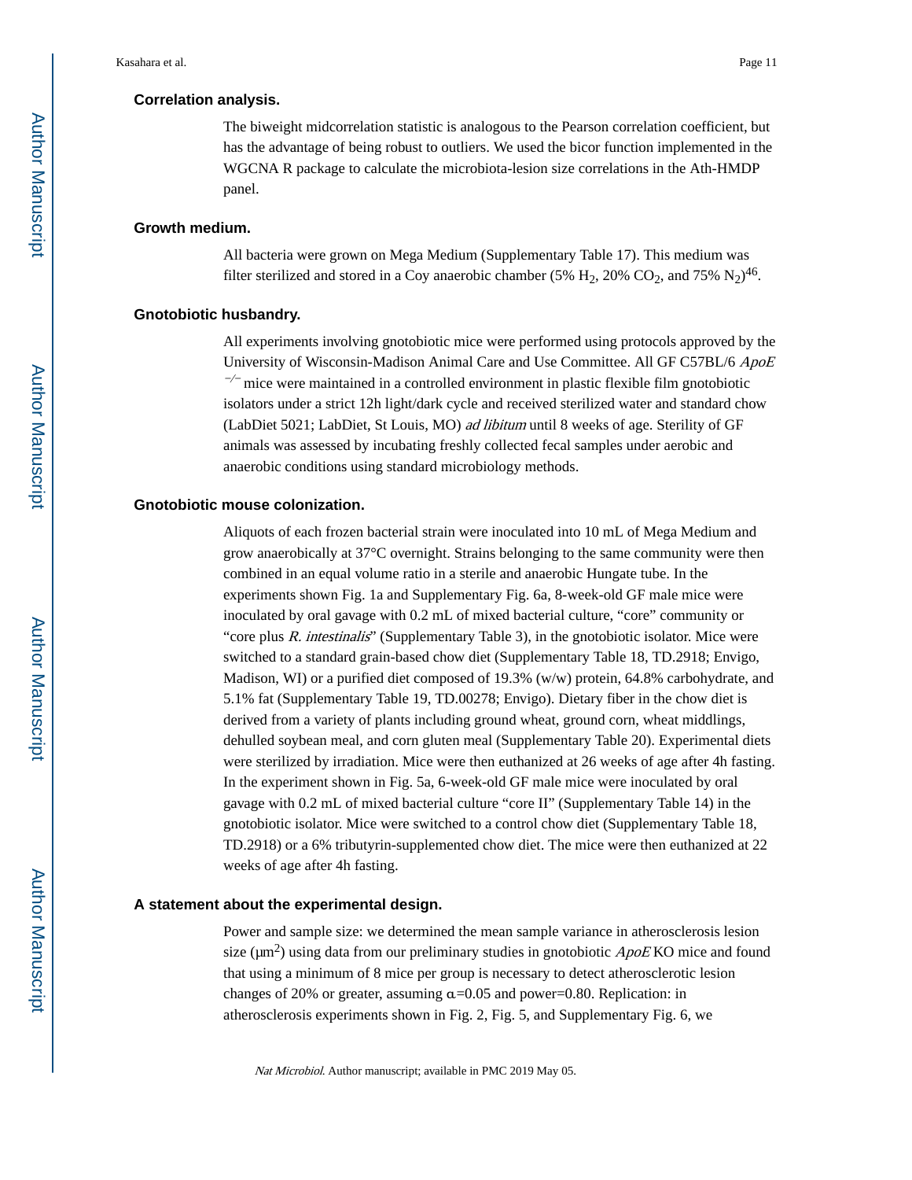### Correlation analysis.

The biweight midcorrelation statistic is analogous to the Pearson correlation coefficient, but has the advantage of being robust to outliers. We used the bicor function implemented in the WGCNA R package to calculate the microbiota-lesion size correlations in the Ath-HMDP panel.

### Growth medium.

All bacteria were grown on Mega Medium (Supplementary Table 17). This medium was filter sterilized and stored in a Coy anaerobic chamber (5% $H_2$, 20% $CO_2$, and 75% $N_2$)[46].

### Gnotobiotic husbandry.

All experiments involving gnotobiotic mice were performed using protocols approved by the University of Wisconsin-Madison Animal Care and Use Committee. All GF C57BL/6 *ApoE* $^{-/-}$ mice were maintained in a controlled environment in plastic flexible film gnotobiotic isolators under a strict 12h light/dark cycle and received sterilized water and standard chow (LabDiet 5021; LabDiet, St Louis, MO) *ad libitum* until 8 weeks of age. Sterility of GF animals was assessed by incubating freshly collected fecal samples under aerobic and anaerobic conditions using standard microbiology methods.

### Gnotobiotic mouse colonization.

Aliquots of each frozen bacterial strain were inoculated into 10 mL of Mega Medium and grow anaerobically at 37°C overnight. Strains belonging to the same community were then combined in an equal volume ratio in a sterile and anaerobic Hungate tube. In the experiments shown Fig. 1a and Supplementary Fig. 6a, 8-week-old GF male mice were inoculated by oral gavage with 0.2 mL of mixed bacterial culture, "core" community or "core plus *R. intestinalis*" (Supplementary Table 3), in the gnotobiotic isolator. Mice were switched to a standard grain-based chow diet (Supplementary Table 18, TD.2918; Envigo, Madison, WI) or a purified diet composed of 19.3% (w/w) protein, 64.8% carbohydrate, and 5.1% fat (Supplementary Table 19, TD.00278; Envigo). Dietary fiber in the chow diet is derived from a variety of plants including ground wheat, ground corn, wheat middlings, dehulled soybean meal, and corn gluten meal (Supplementary Table 20). Experimental diets were sterilized by irradiation. Mice were then euthanized at 26 weeks of age after 4h fasting. In the experiment shown in Fig. 5a, 6-week-old GF male mice were inoculated by oral gavage with 0.2 mL of mixed bacterial culture "core II" (Supplementary Table 14) in the gnotobiotic isolator. Mice were switched to a control chow diet (Supplementary Table 18, TD.2918) or a 6% tributyrin-supplemented chow diet. The mice were then euthanized at 22 weeks of age after 4h fasting.

### A statement about the experimental design.

Power and sample size: we determined the mean sample variance in atherosclerosis lesion size ($\mu m^2$) using data from our preliminary studies in gnotobiotic *ApoE* KO mice and found that using a minimum of 8 mice per group is necessary to detect atherosclerotic lesion changes of 20% or greater, assuming $\alpha$=0.05 and power=0.80. Replication: in atherosclerosis experiments shown in Fig. 2, Fig. 5, and Supplementary Fig. 6, we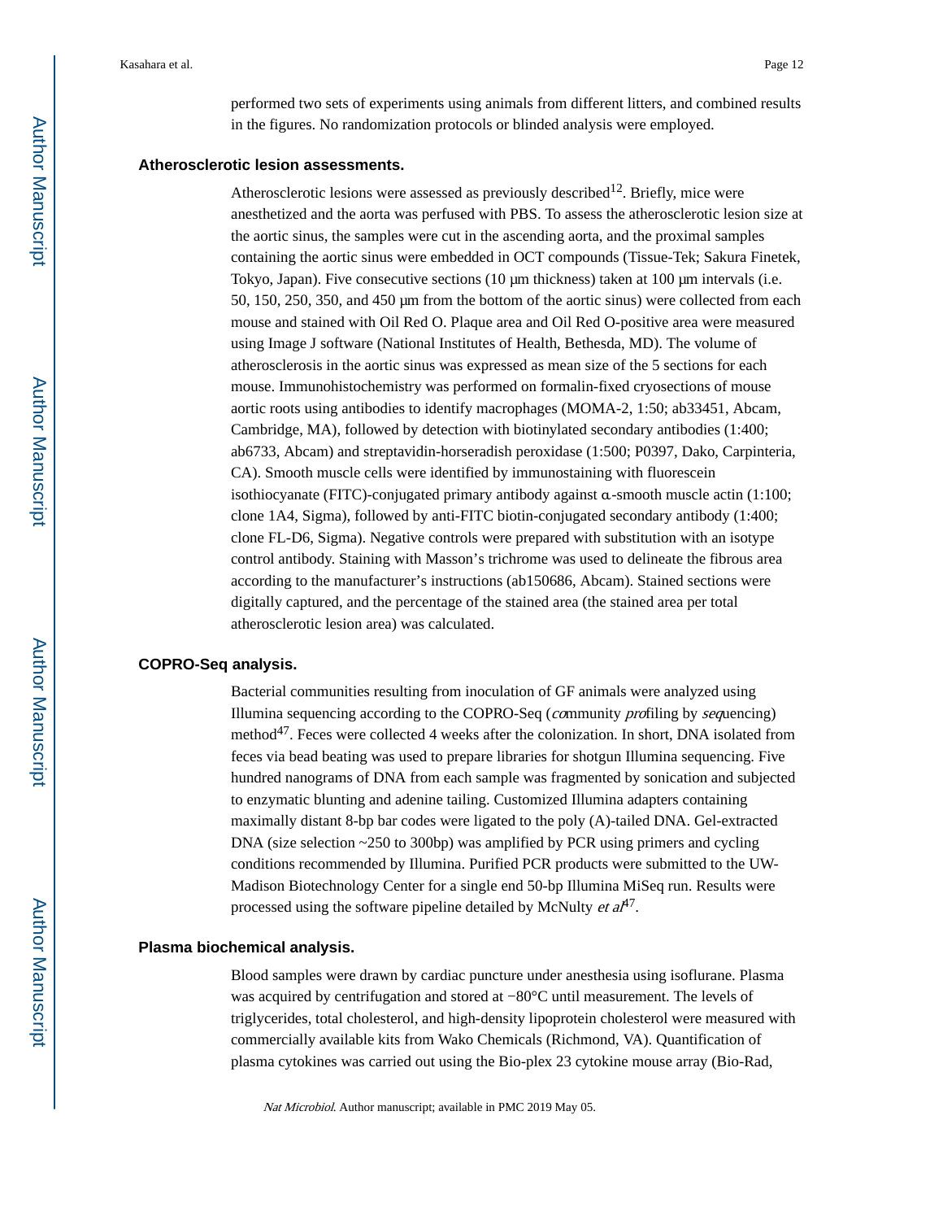performed two sets of experiments using animals from different litters, and combined results in the figures. No randomization protocols or blinded analysis were employed.

### Atherosclerotic lesion assessments.

Atherosclerotic lesions were assessed as previously described[12]. Briefly, mice were anesthetized and the aorta was perfused with PBS. To assess the atherosclerotic lesion size at the aortic sinus, the samples were cut in the ascending aorta, and the proximal samples containing the aortic sinus were embedded in OCT compounds (Tissue-Tek; Sakura Finetek, Tokyo, Japan). Five consecutive sections (10 μm thickness) taken at 100 μm intervals (i.e. 50, 150, 250, 350, and 450 μm from the bottom of the aortic sinus) were collected from each mouse and stained with Oil Red O. Plaque area and Oil Red O-positive area were measured using Image J software (National Institutes of Health, Bethesda, MD). The volume of atherosclerosis in the aortic sinus was expressed as mean size of the 5 sections for each mouse. Immunohistochemistry was performed on formalin-fixed cryosections of mouse aortic roots using antibodies to identify macrophages (MOMA-2, 1:50; ab33451, Abcam, Cambridge, MA), followed by detection with biotinylated secondary antibodies (1:400; ab6733, Abcam) and streptavidin-horseradish peroxidase (1:500; P0397, Dako, Carpinteria, CA). Smooth muscle cells were identified by immunostaining with fluorescein isothiocyanate (FITC)-conjugated primary antibody against α-smooth muscle actin (1:100; clone 1A4, Sigma), followed by anti-FITC biotin-conjugated secondary antibody (1:400; clone FL-D6, Sigma). Negative controls were prepared with substitution with an isotype control antibody. Staining with Masson's trichrome was used to delineate the fibrous area according to the manufacturer's instructions (ab150686, Abcam). Stained sections were digitally captured, and the percentage of the stained area (the stained area per total atherosclerotic lesion area) was calculated.

### COPRO-Seq analysis.

Bacterial communities resulting from inoculation of GF animals were analyzed using Illumina sequencing according to the COPRO-Seq (*co*mmunity *pro*filing by *seq*uencing) method[47]. Feces were collected 4 weeks after the colonization. In short, DNA isolated from feces via bead beating was used to prepare libraries for shotgun Illumina sequencing. Five hundred nanograms of DNA from each sample was fragmented by sonication and subjected to enzymatic blunting and adenine tailing. Customized Illumina adapters containing maximally distant 8-bp bar codes were ligated to the poly (A)-tailed DNA. Gel-extracted DNA (size selection ~250 to 300bp) was amplified by PCR using primers and cycling conditions recommended by Illumina. Purified PCR products were submitted to the UW-Madison Biotechnology Center for a single end 50-bp Illumina MiSeq run. Results were processed using the software pipeline detailed by McNulty *et al*[47].

### Plasma biochemical analysis.

Blood samples were drawn by cardiac puncture under anesthesia using isoflurane. Plasma was acquired by centrifugation and stored at −80°C until measurement. The levels of triglycerides, total cholesterol, and high-density lipoprotein cholesterol were measured with commercially available kits from Wako Chemicals (Richmond, VA). Quantification of plasma cytokines was carried out using the Bio-plex 23 cytokine mouse array (Bio-Rad,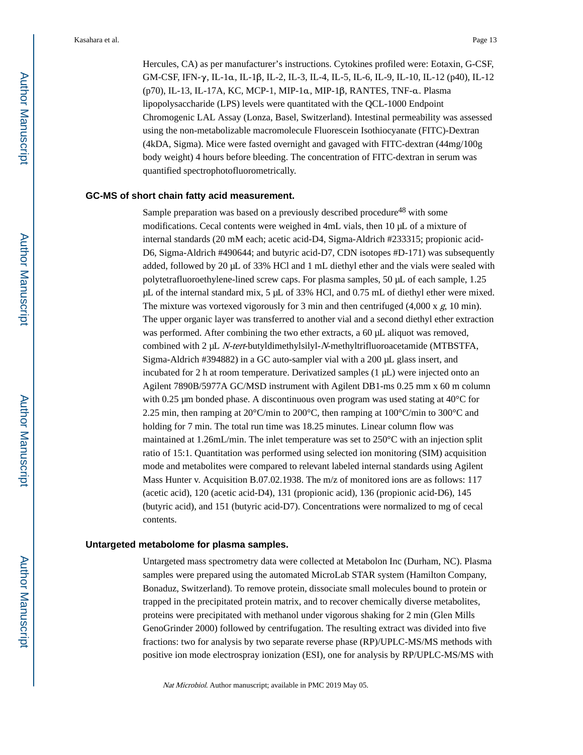Hercules, CA) as per manufacturer's instructions. Cytokines profiled were: Eotaxin, G-CSF, GM-CSF, IFN-γ, IL-1α, IL-1β, IL-2, IL-3, IL-4, IL-5, IL-6, IL-9, IL-10, IL-12 (p40), IL-12 (p70), IL-13, IL-17A, KC, MCP-1, MIP-1α, MIP-1β, RANTES, TNF-α. Plasma lipopolysaccharide (LPS) levels were quantitated with the QCL-1000 Endpoint Chromogenic LAL Assay (Lonza, Basel, Switzerland). Intestinal permeability was assessed using the non-metabolizable macromolecule Fluorescein Isothiocyanate (FITC)-Dextran (4kDA, Sigma). Mice were fasted overnight and gavaged with FITC-dextran (44mg/100g body weight) 4 hours before bleeding. The concentration of FITC-dextran in serum was quantified spectrophotofluorometrically.

### GC-MS of short chain fatty acid measurement.

Sample preparation was based on a previously described procedure[48] with some modifications. Cecal contents were weighed in 4mL vials, then 10 μL of a mixture of internal standards (20 mM each; acetic acid-D4, Sigma-Aldrich #233315; propionic acid-D6, Sigma-Aldrich #490644; and butyric acid-D7, CDN isotopes #D-171) was subsequently added, followed by 20 μL of 33% HCl and 1 mL diethyl ether and the vials were sealed with polytetrafluoroethylene-lined screw caps. For plasma samples, 50 μL of each sample, 1.25 μL of the internal standard mix, 5 μL of 33% HCl, and 0.75 mL of diethyl ether were mixed. The mixture was vortexed vigorously for 3 min and then centrifuged (4,000 x *g*, 10 min). The upper organic layer was transferred to another vial and a second diethyl ether extraction was performed. After combining the two ether extracts, a 60 μL aliquot was removed, combined with 2 μL *N-tert*-butyldimethylsilyl-*N*-methyltrifluoroacetamide (MTBSTFA, Sigma-Aldrich #394882) in a GC auto-sampler vial with a 200 μL glass insert, and incubated for 2 h at room temperature. Derivatized samples (1 μL) were injected onto an Agilent 7890B/5977A GC/MSD instrument with Agilent DB1-ms 0.25 mm x 60 m column with 0.25 μm bonded phase. A discontinuous oven program was used stating at 40°C for 2.25 min, then ramping at 20°C/min to 200°C, then ramping at 100°C/min to 300°C and holding for 7 min. The total run time was 18.25 minutes. Linear column flow was maintained at 1.26mL/min. The inlet temperature was set to 250°C with an injection split ratio of 15:1. Quantitation was performed using selected ion monitoring (SIM) acquisition mode and metabolites were compared to relevant labeled internal standards using Agilent Mass Hunter v. Acquisition B.07.02.1938. The m/z of monitored ions are as follows: 117 (acetic acid), 120 (acetic acid-D4), 131 (propionic acid), 136 (propionic acid-D6), 145 (butyric acid), and 151 (butyric acid-D7). Concentrations were normalized to mg of cecal contents.

### Untargeted metabolome for plasma samples.

Untargeted mass spectrometry data were collected at Metabolon Inc (Durham, NC). Plasma samples were prepared using the automated MicroLab STAR system (Hamilton Company, Bonaduz, Switzerland). To remove protein, dissociate small molecules bound to protein or trapped in the precipitated protein matrix, and to recover chemically diverse metabolites, proteins were precipitated with methanol under vigorous shaking for 2 min (Glen Mills GenoGrinder 2000) followed by centrifugation. The resulting extract was divided into five fractions: two for analysis by two separate reverse phase (RP)/UPLC-MS/MS methods with positive ion mode electrospray ionization (ESI), one for analysis by RP/UPLC-MS/MS with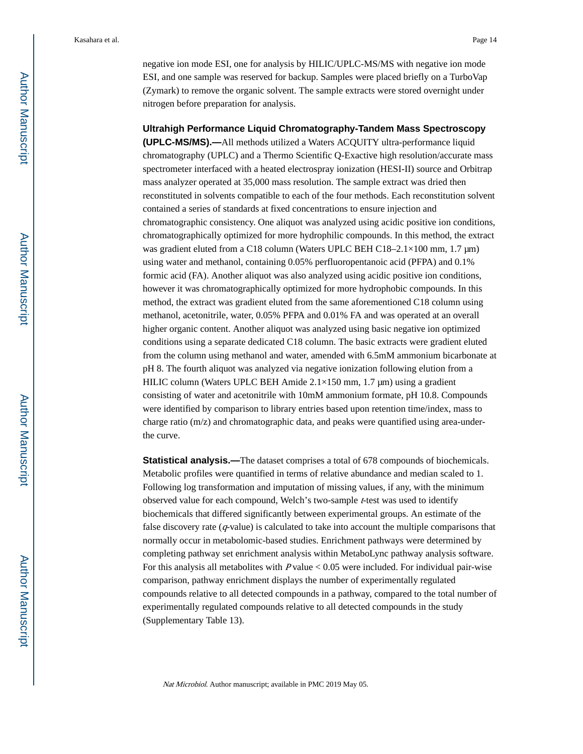negative ion mode ESI, one for analysis by HILIC/UPLC-MS/MS with negative ion mode ESI, and one sample was reserved for backup. Samples were placed briefly on a TurboVap (Zymark) to remove the organic solvent. The sample extracts were stored overnight under nitrogen before preparation for analysis.

**Ultrahigh Performance Liquid Chromatography-Tandem Mass Spectroscopy (UPLC-MS/MS).—**All methods utilized a Waters ACQUITY ultra-performance liquid chromatography (UPLC) and a Thermo Scientific Q-Exactive high resolution/accurate mass spectrometer interfaced with a heated electrospray ionization (HESI-II) source and Orbitrap mass analyzer operated at 35,000 mass resolution. The sample extract was dried then reconstituted in solvents compatible to each of the four methods. Each reconstitution solvent contained a series of standards at fixed concentrations to ensure injection and chromatographic consistency. One aliquot was analyzed using acidic positive ion conditions, chromatographically optimized for more hydrophilic compounds. In this method, the extract was gradient eluted from a C18 column (Waters UPLC BEH C18–2.1×100 mm, 1.7 µm) using water and methanol, containing 0.05% perfluoropentanoic acid (PFPA) and 0.1% formic acid (FA). Another aliquot was also analyzed using acidic positive ion conditions, however it was chromatographically optimized for more hydrophobic compounds. In this method, the extract was gradient eluted from the same aforementioned C18 column using methanol, acetonitrile, water, 0.05% PFPA and 0.01% FA and was operated at an overall higher organic content. Another aliquot was analyzed using basic negative ion optimized conditions using a separate dedicated C18 column. The basic extracts were gradient eluted from the column using methanol and water, amended with 6.5mM ammonium bicarbonate at pH 8. The fourth aliquot was analyzed via negative ionization following elution from a HILIC column (Waters UPLC BEH Amide 2.1×150 mm, 1.7 µm) using a gradient consisting of water and acetonitrile with 10mM ammonium formate, pH 10.8. Compounds were identified by comparison to library entries based upon retention time/index, mass to charge ratio (m/z) and chromatographic data, and peaks were quantified using area-under-the curve.

**Statistical analysis.—**The dataset comprises a total of 678 compounds of biochemicals. Metabolic profiles were quantified in terms of relative abundance and median scaled to 1. Following log transformation and imputation of missing values, if any, with the minimum observed value for each compound, Welch's two-sample *t*-test was used to identify biochemicals that differed significantly between experimental groups. An estimate of the false discovery rate (*q*-value) is calculated to take into account the multiple comparisons that normally occur in metabolomic-based studies. Enrichment pathways were determined by completing pathway set enrichment analysis within MetaboLync pathway analysis software. For this analysis all metabolites with $P$ value $< 0.05$ were included. For individual pair-wise comparison, pathway enrichment displays the number of experimentally regulated compounds relative to all detected compounds in a pathway, compared to the total number of experimentally regulated compounds relative to all detected compounds in the study (Supplementary Table 13).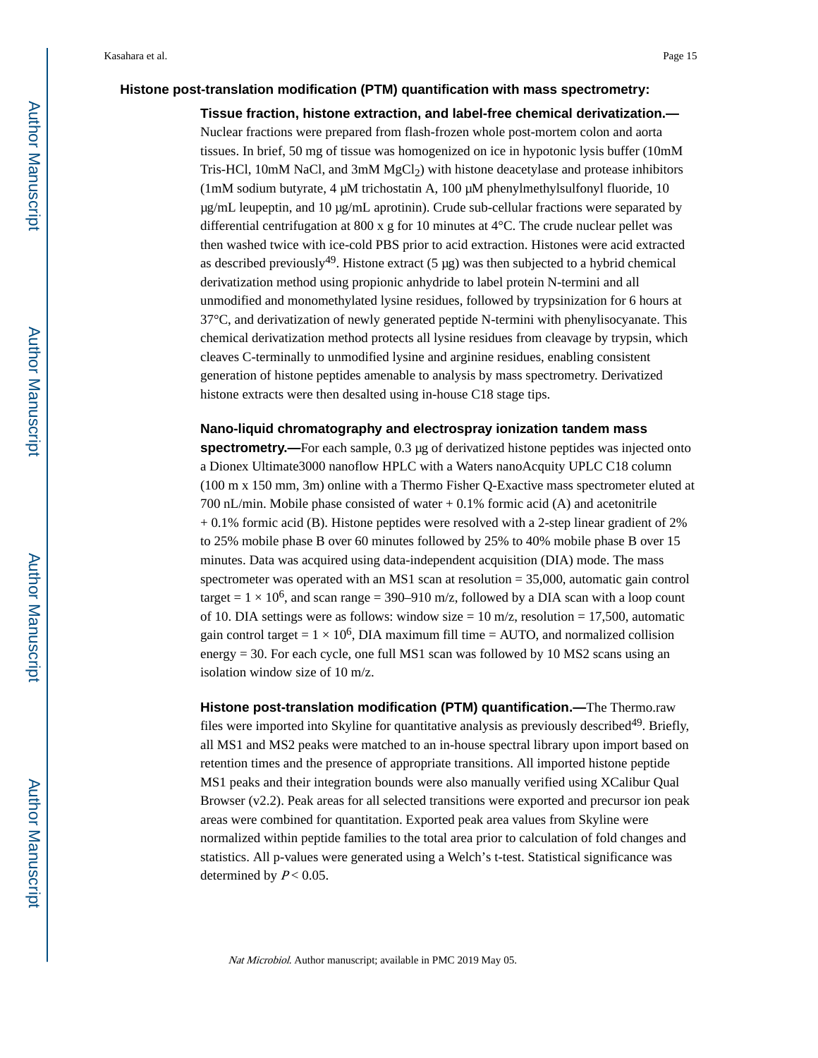### Histone post-translation modification (PTM) quantification with mass spectrometry:

**Tissue fraction, histone extraction, and label-free chemical derivatization.—** Nuclear fractions were prepared from flash-frozen whole post-mortem colon and aorta tissues. In brief, 50 mg of tissue was homogenized on ice in hypotonic lysis buffer (10mM Tris-HCl, 10mM NaCl, and 3mM $MgCl_2$) with histone deacetylase and protease inhibitors (1mM sodium butyrate, 4 μM trichostatin A, 100 μM phenylmethylsulfonyl fluoride, 10 μg/mL leupeptin, and 10 μg/mL aprotinin). Crude sub-cellular fractions were separated by differential centrifugation at 800 x g for 10 minutes at 4°C. The crude nuclear pellet was then washed twice with ice-cold PBS prior to acid extraction. Histones were acid extracted as described previously[49]. Histone extract (5 μg) was then subjected to a hybrid chemical derivatization method using propionic anhydride to label protein N-termini and all unmodified and monomethylated lysine residues, followed by trypsinization for 6 hours at 37°C, and derivatization of newly generated peptide N-termini with phenylisocyanate. This chemical derivatization method protects all lysine residues from cleavage by trypsin, which cleaves C-terminally to unmodified lysine and arginine residues, enabling consistent generation of histone peptides amenable to analysis by mass spectrometry. Derivatized histone extracts were then desalted using in-house C18 stage tips.

**Nano-liquid chromatography and electrospray ionization tandem mass spectrometry.—** For each sample, 0.3 μg of derivatized histone peptides was injected onto a Dionex Ultimate3000 nanoflow HPLC with a Waters nanoAcquity UPLC C18 column (100 m x 150 mm, 3m) online with a Thermo Fisher Q-Exactive mass spectrometer eluted at 700 nL/min. Mobile phase consisted of water + 0.1% formic acid (A) and acetonitrile + 0.1% formic acid (B). Histone peptides were resolved with a 2-step linear gradient of 2% to 25% mobile phase B over 60 minutes followed by 25% to 40% mobile phase B over 15 minutes. Data was acquired using data-independent acquisition (DIA) mode. The mass spectrometer was operated with an MS1 scan at resolution = 35,000, automatic gain control target = $1 \times 10^6$, and scan range = 390–910 m/z, followed by a DIA scan with a loop count of 10. DIA settings were as follows: window size = 10 m/z, resolution = 17,500, automatic gain control target = $1 \times 10^6$, DIA maximum fill time = AUTO, and normalized collision energy = 30. For each cycle, one full MS1 scan was followed by 10 MS2 scans using an isolation window size of 10 m/z.

**Histone post-translation modification (PTM) quantification.—** The Thermo.raw files were imported into Skyline for quantitative analysis as previously described[49]. Briefly, all MS1 and MS2 peaks were matched to an in-house spectral library upon import based on retention times and the presence of appropriate transitions. All imported histone peptide MS1 peaks and their integration bounds were also manually verified using XCalibur Qual Browser (v2.2). Peak areas for all selected transitions were exported and precursor ion peak areas were combined for quantitation. Exported peak area values from Skyline were normalized within peptide families to the total area prior to calculation of fold changes and statistics. All p-values were generated using a Welch's t-test. Statistical significance was determined by $P < 0.05$.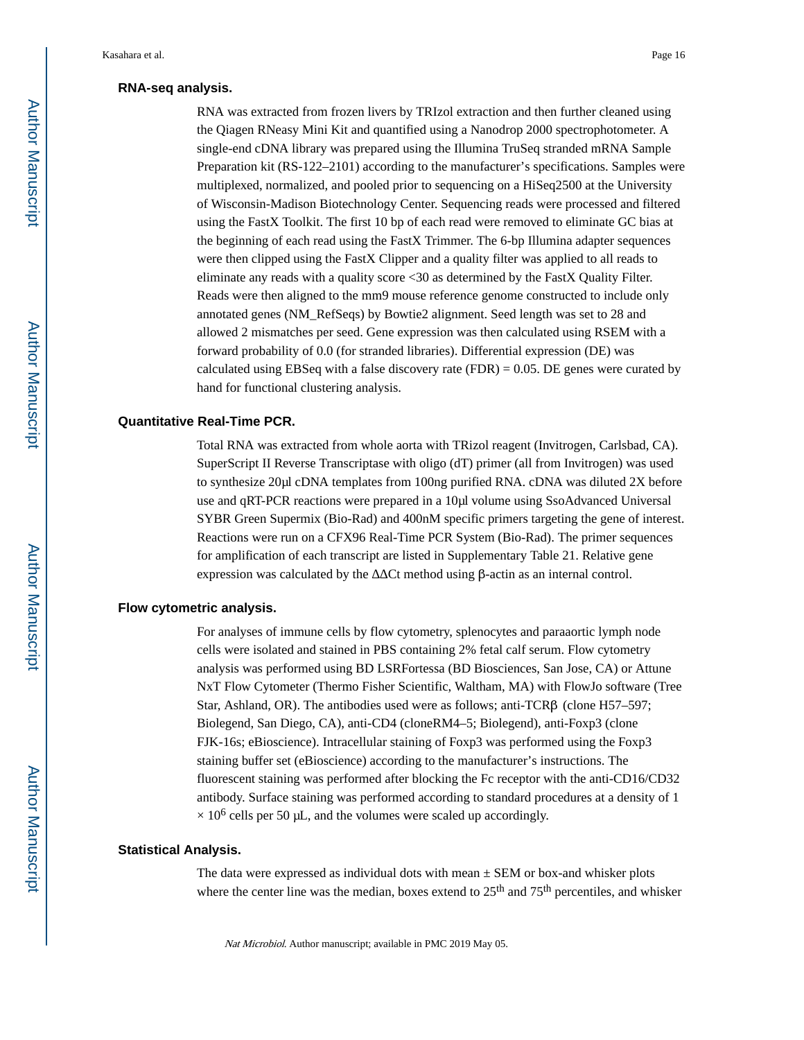### RNA-seq analysis.

RNA was extracted from frozen livers by TRIzol extraction and then further cleaned using the Qiagen RNeasy Mini Kit and quantified using a Nanodrop 2000 spectrophotometer. A single-end cDNA library was prepared using the Illumina TruSeq stranded mRNA Sample Preparation kit (RS-122–2101) according to the manufacturer's specifications. Samples were multiplexed, normalized, and pooled prior to sequencing on a HiSeq2500 at the University of Wisconsin-Madison Biotechnology Center. Sequencing reads were processed and filtered using the FastX Toolkit. The first 10 bp of each read were removed to eliminate GC bias at the beginning of each read using the FastX Trimmer. The 6-bp Illumina adapter sequences were then clipped using the FastX Clipper and a quality filter was applied to all reads to eliminate any reads with a quality score <30 as determined by the FastX Quality Filter. Reads were then aligned to the mm9 mouse reference genome constructed to include only annotated genes (NM_RefSeqs) by Bowtie2 alignment. Seed length was set to 28 and allowed 2 mismatches per seed. Gene expression was then calculated using RSEM with a forward probability of 0.0 (for stranded libraries). Differential expression (DE) was calculated using EBSeq with a false discovery rate (FDR) = 0.05. DE genes were curated by hand for functional clustering analysis.

### Quantitative Real-Time PCR.

Total RNA was extracted from whole aorta with TRizol reagent (Invitrogen, Carlsbad, CA). SuperScript II Reverse Transcriptase with oligo (dT) primer (all from Invitrogen) was used to synthesize 20μl cDNA templates from 100ng purified RNA. cDNA was diluted 2X before use and qRT-PCR reactions were prepared in a 10μl volume using SsoAdvanced Universal SYBR Green Supermix (Bio-Rad) and 400nM specific primers targeting the gene of interest. Reactions were run on a CFX96 Real-Time PCR System (Bio-Rad). The primer sequences for amplification of each transcript are listed in Supplementary Table 21. Relative gene expression was calculated by the ΔΔCt method using β-actin as an internal control.

### Flow cytometric analysis.

For analyses of immune cells by flow cytometry, splenocytes and paraaortic lymph node cells were isolated and stained in PBS containing 2% fetal calf serum. Flow cytometry analysis was performed using BD LSRFortessa (BD Biosciences, San Jose, CA) or Attune NxT Flow Cytometer (Thermo Fisher Scientific, Waltham, MA) with FlowJo software (Tree Star, Ashland, OR). The antibodies used were as follows; anti-TCRβ (clone H57–597; Biolegend, San Diego, CA), anti-CD4 (cloneRM4–5; Biolegend), anti-Foxp3 (clone FJK-16s; eBioscience). Intracellular staining of Foxp3 was performed using the Foxp3 staining buffer set (eBioscience) according to the manufacturer's instructions. The fluorescent staining was performed after blocking the Fc receptor with the anti-CD16/CD32 antibody. Surface staining was performed according to standard procedures at a density of $1 \times 10^6$ cells per 50 μL, and the volumes were scaled up accordingly.

### Statistical Analysis.

The data were expressed as individual dots with mean ± SEM or box-and whisker plots where the center line was the median, boxes extend to 25$^{th}$ and 75$^{th}$ percentiles, and whisker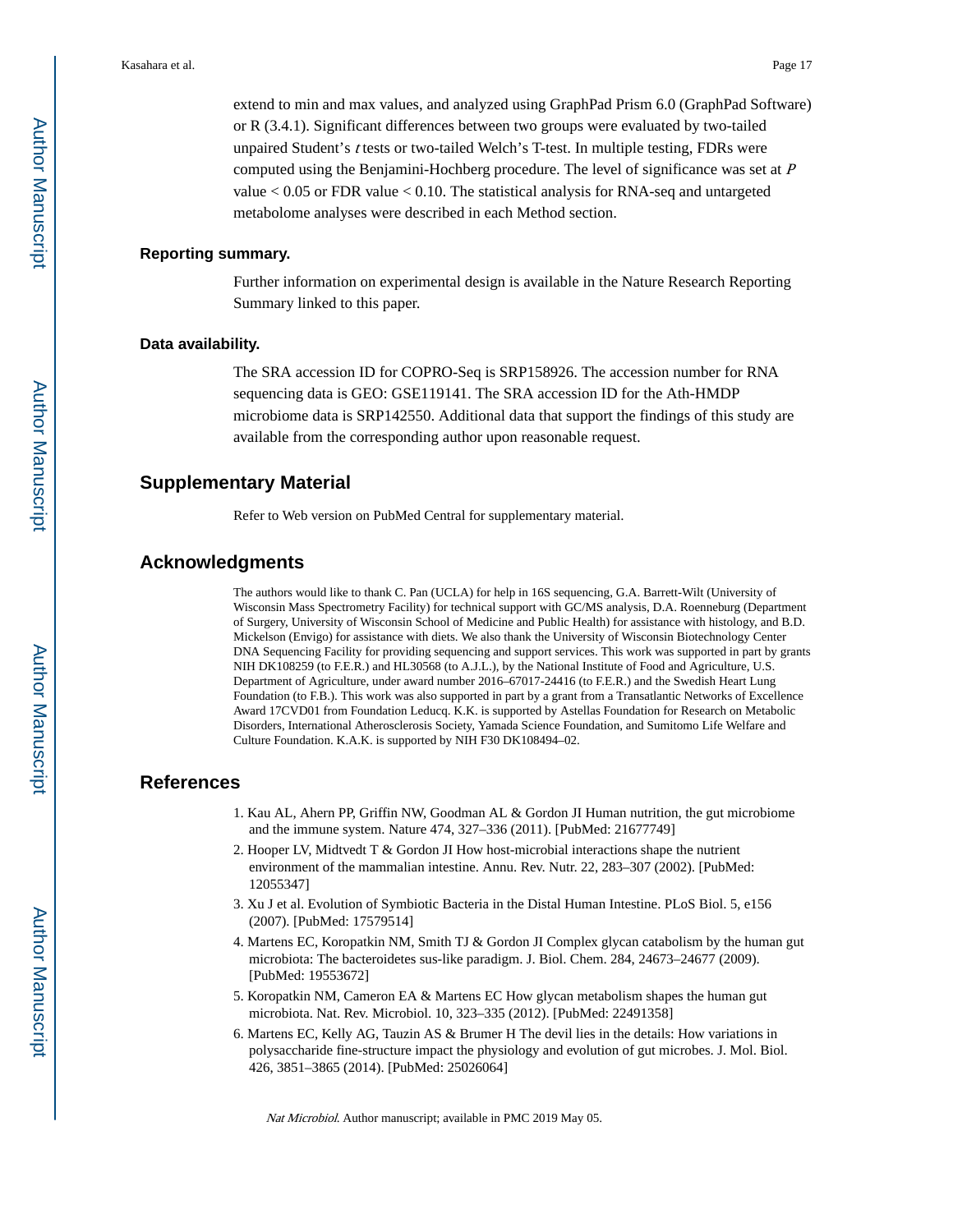extend to min and max values, and analyzed using GraphPad Prism 6.0 (GraphPad Software) or R (3.4.1). Significant differences between two groups were evaluated by two-tailed unpaired Student's *t* tests or two-tailed Welch's T-test. In multiple testing, FDRs were computed using the Benjamini-Hochberg procedure. The level of significance was set at *P* value < 0.05 or FDR value < 0.10. The statistical analysis for RNA-seq and untargeted metabolome analyses were described in each Method section.

### Reporting summary.

Further information on experimental design is available in the Nature Research Reporting Summary linked to this paper.

### Data availability.

The SRA accession ID for COPRO-Seq is SRP158926. The accession number for RNA sequencing data is GEO: GSE119141. The SRA accession ID for the Ath-HMDP microbiome data is SRP142550. Additional data that support the findings of this study are available from the corresponding author upon reasonable request.

## Supplementary Material

Refer to Web version on PubMed Central for supplementary material.

## Acknowledgments

The authors would like to thank C. Pan (UCLA) for help in 16S sequencing, G.A. Barrett-Wilt (University of Wisconsin Mass Spectrometry Facility) for technical support with GC/MS analysis, D.A. Roenneburg (Department of Surgery, University of Wisconsin School of Medicine and Public Health) for assistance with histology, and B.D. Mickelson (Envigo) for assistance with diets. We also thank the University of Wisconsin Biotechnology Center DNA Sequencing Facility for providing sequencing and support services. This work was supported in part by grants NIH DK108259 (to F.E.R.) and HL30568 (to A.J.L.), by the National Institute of Food and Agriculture, U.S. Department of Agriculture, under award number 2016–67017-24416 (to F.E.R.) and the Swedish Heart Lung Foundation (to F.B.). This work was also supported in part by a grant from a Transatlantic Networks of Excellence Award 17CVD01 from Foundation Leducq. K.K. is supported by Astellas Foundation for Research on Metabolic Disorders, International Atherosclerosis Society, Yamada Science Foundation, and Sumitomo Life Welfare and Culture Foundation. K.A.K. is supported by NIH F30 DK108494–02.

## References

1. Kau AL, Ahern PP, Griffin NW, Goodman AL & Gordon JI Human nutrition, the gut microbiome and the immune system. Nature 474, 327–336 (2011). [PubMed: 21677749]
2. Hooper LV, Midtvedt T & Gordon JI How host-microbial interactions shape the nutrient environment of the mammalian intestine. Annu. Rev. Nutr. 22, 283–307 (2002). [PubMed: 12055347]
3. Xu J et al. Evolution of Symbiotic Bacteria in the Distal Human Intestine. PLoS Biol. 5, e156 (2007). [PubMed: 17579514]
4. Martens EC, Koropatkin NM, Smith TJ & Gordon JI Complex glycan catabolism by the human gut microbiota: The bacteroidetes sus-like paradigm. J. Biol. Chem. 284, 24673–24677 (2009). [PubMed: 19553672]
5. Koropatkin NM, Cameron EA & Martens EC How glycan metabolism shapes the human gut microbiota. Nat. Rev. Microbiol. 10, 323–335 (2012). [PubMed: 22491358]
6. Martens EC, Kelly AG, Tauzin AS & Brumer H The devil lies in the details: How variations in polysaccharide fine-structure impact the physiology and evolution of gut microbes. J. Mol. Biol. 426, 3851–3865 (2014). [PubMed: 25026064]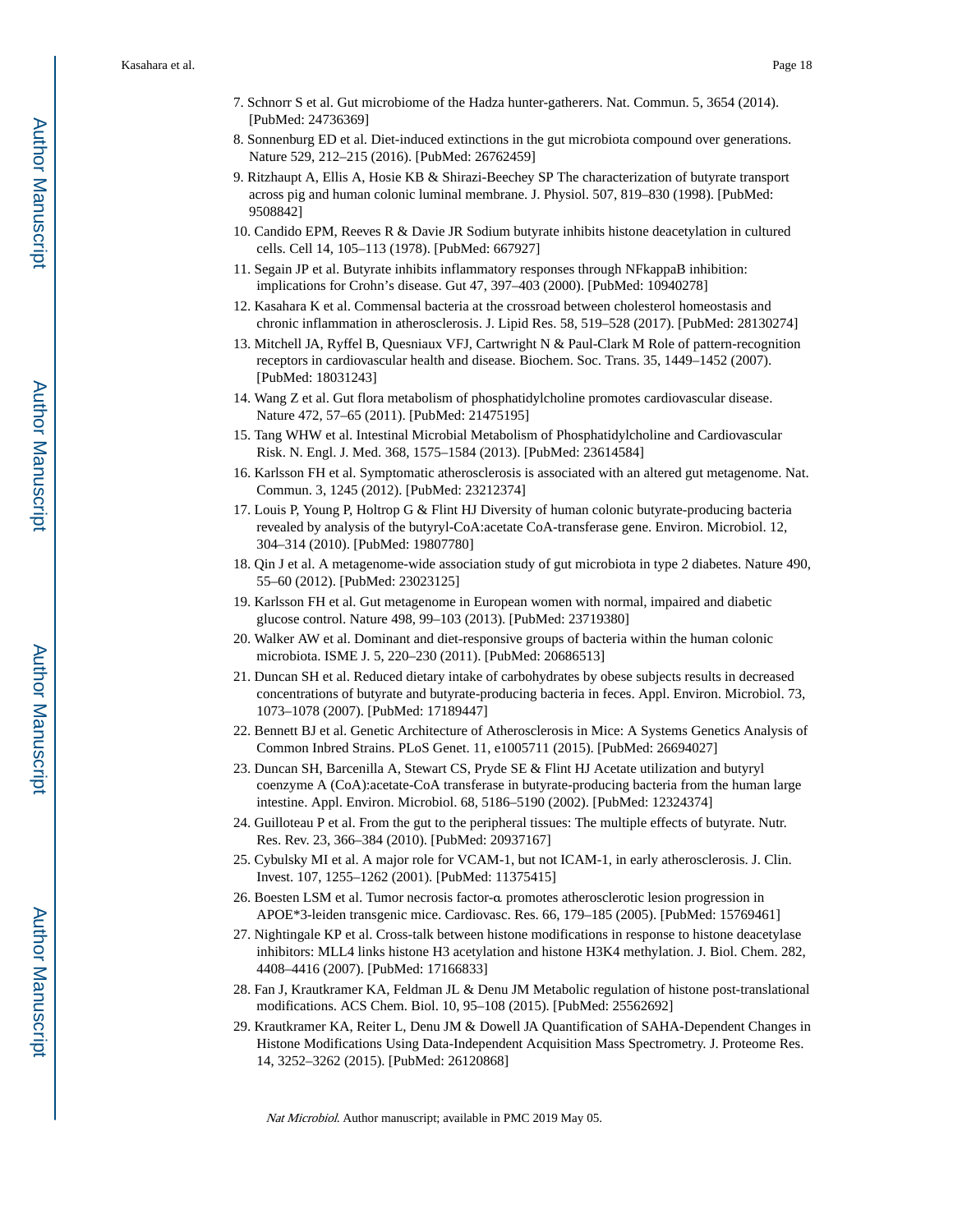7. Schnorr S et al. Gut microbiome of the Hadza hunter-gatherers. Nat. Commun. 5, 3654 (2014). [PubMed: 24736369]
8. Sonnenburg ED et al. Diet-induced extinctions in the gut microbiota compound over generations. Nature 529, 212–215 (2016). [PubMed: 26762459]
9. Ritzhaupt A, Ellis A, Hosie KB & Shirazi-Beechey SP The characterization of butyrate transport across pig and human colonic luminal membrane. J. Physiol. 507, 819–830 (1998). [PubMed: 9508842]
10. Candido EPM, Reeves R & Davie JR Sodium butyrate inhibits histone deacetylation in cultured cells. Cell 14, 105–113 (1978). [PubMed: 667927]
11. Segain JP et al. Butyrate inhibits inflammatory responses through NFkappaB inhibition: implications for Crohn's disease. Gut 47, 397–403 (2000). [PubMed: 10940278]
12. Kasahara K et al. Commensal bacteria at the crossroad between cholesterol homeostasis and chronic inflammation in atherosclerosis. J. Lipid Res. 58, 519–528 (2017). [PubMed: 28130274]
13. Mitchell JA, Ryffel B, Quesniaux VFJ, Cartwright N & Paul-Clark M Role of pattern-recognition receptors in cardiovascular health and disease. Biochem. Soc. Trans. 35, 1449–1452 (2007). [PubMed: 18031243]
14. Wang Z et al. Gut flora metabolism of phosphatidylcholine promotes cardiovascular disease. Nature 472, 57–65 (2011). [PubMed: 21475195]
15. Tang WHW et al. Intestinal Microbial Metabolism of Phosphatidylcholine and Cardiovascular Risk. N. Engl. J. Med. 368, 1575–1584 (2013). [PubMed: 23614584]
16. Karlsson FH et al. Symptomatic atherosclerosis is associated with an altered gut metagenome. Nat. Commun. 3, 1245 (2012). [PubMed: 23212374]
17. Louis P, Young P, Holtrop G & Flint HJ Diversity of human colonic butyrate-producing bacteria revealed by analysis of the butyryl-CoA:acetate CoA-transferase gene. Environ. Microbiol. 12, 304–314 (2010). [PubMed: 19807780]
18. Qin J et al. A metagenome-wide association study of gut microbiota in type 2 diabetes. Nature 490, 55–60 (2012). [PubMed: 23023125]
19. Karlsson FH et al. Gut metagenome in European women with normal, impaired and diabetic glucose control. Nature 498, 99–103 (2013). [PubMed: 23719380]
20. Walker AW et al. Dominant and diet-responsive groups of bacteria within the human colonic microbiota. ISME J. 5, 220–230 (2011). [PubMed: 20686513]
21. Duncan SH et al. Reduced dietary intake of carbohydrates by obese subjects results in decreased concentrations of butyrate and butyrate-producing bacteria in feces. Appl. Environ. Microbiol. 73, 1073–1078 (2007). [PubMed: 17189447]
22. Bennett BJ et al. Genetic Architecture of Atherosclerosis in Mice: A Systems Genetics Analysis of Common Inbred Strains. PLoS Genet. 11, e1005711 (2015). [PubMed: 26694027]
23. Duncan SH, Barcenilla A, Stewart CS, Pryde SE & Flint HJ Acetate utilization and butyryl coenzyme A (CoA):acetate-CoA transferase in butyrate-producing bacteria from the human large intestine. Appl. Environ. Microbiol. 68, 5186–5190 (2002). [PubMed: 12324374]
24. Guilloteau P et al. From the gut to the peripheral tissues: The multiple effects of butyrate. Nutr. Res. Rev. 23, 366–384 (2010). [PubMed: 20937167]
25. Cybulsky MI et al. A major role for VCAM-1, but not ICAM-1, in early atherosclerosis. J. Clin. Invest. 107, 1255–1262 (2001). [PubMed: 11375415]
26. Boesten LSM et al. Tumor necrosis factor-α promotes atherosclerotic lesion progression in APOE*3-leiden transgenic mice. Cardiovasc. Res. 66, 179–185 (2005). [PubMed: 15769461]
27. Nightingale KP et al. Cross-talk between histone modifications in response to histone deacetylase inhibitors: MLL4 links histone H3 acetylation and histone H3K4 methylation. J. Biol. Chem. 282, 4408–4416 (2007). [PubMed: 17166833]
28. Fan J, Krautkramer KA, Feldman JL & Denu JM Metabolic regulation of histone post-translational modifications. ACS Chem. Biol. 10, 95–108 (2015). [PubMed: 25562692]
29. Krautkramer KA, Reiter L, Denu JM & Dowell JA Quantification of SAHA-Dependent Changes in Histone Modifications Using Data-Independent Acquisition Mass Spectrometry. J. Proteome Res. 14, 3252–3262 (2015). [PubMed: 26120868]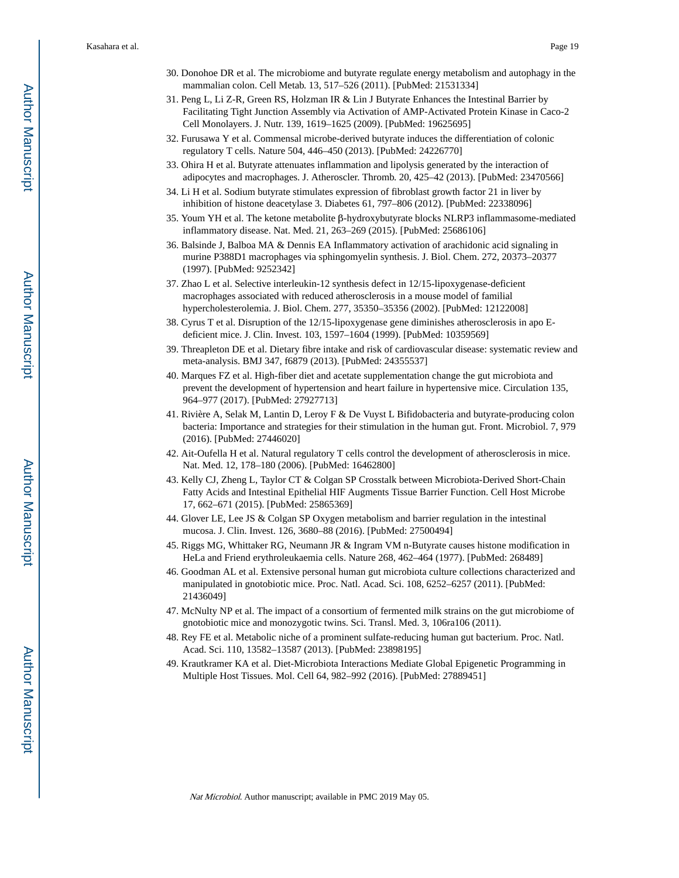30. Donohoe DR et al. The microbiome and butyrate regulate energy metabolism and autophagy in the mammalian colon. Cell Metab. 13, 517–526 (2011). [PubMed: 21531334]
31. Peng L, Li Z-R, Green RS, Holzman IR & Lin J Butyrate Enhances the Intestinal Barrier by Facilitating Tight Junction Assembly via Activation of AMP-Activated Protein Kinase in Caco-2 Cell Monolayers. J. Nutr. 139, 1619–1625 (2009). [PubMed: 19625695]
32. Furusawa Y et al. Commensal microbe-derived butyrate induces the differentiation of colonic regulatory T cells. Nature 504, 446–450 (2013). [PubMed: 24226770]
33. Ohira H et al. Butyrate attenuates inflammation and lipolysis generated by the interaction of adipocytes and macrophages. J. Atheroscler. Thromb. 20, 425–42 (2013). [PubMed: 23470566]
34. Li H et al. Sodium butyrate stimulates expression of fibroblast growth factor 21 in liver by inhibition of histone deacetylase 3. Diabetes 61, 797–806 (2012). [PubMed: 22338096]
35. Youm YH et al. The ketone metabolite β-hydroxybutyrate blocks NLRP3 inflammasome-mediated inflammatory disease. Nat. Med. 21, 263–269 (2015). [PubMed: 25686106]
36. Balsinde J, Balboa MA & Dennis EA Inflammatory activation of arachidonic acid signaling in murine P388D1 macrophages via sphingomyelin synthesis. J. Biol. Chem. 272, 20373–20377 (1997). [PubMed: 9252342]
37. Zhao L et al. Selective interleukin-12 synthesis defect in 12/15-lipoxygenase-deficient macrophages associated with reduced atherosclerosis in a mouse model of familial hypercholesterolemia. J. Biol. Chem. 277, 35350–35356 (2002). [PubMed: 12122008]
38. Cyrus T et al. Disruption of the 12/15-lipoxygenase gene diminishes atherosclerosis in apo E-deficient mice. J. Clin. Invest. 103, 1597–1604 (1999). [PubMed: 10359569]
39. Threapleton DE et al. Dietary fibre intake and risk of cardiovascular disease: systematic review and meta-analysis. BMJ 347, f6879 (2013). [PubMed: 24355537]
40. Marques FZ et al. High-fiber diet and acetate supplementation change the gut microbiota and prevent the development of hypertension and heart failure in hypertensive mice. Circulation 135, 964–977 (2017). [PubMed: 27927713]
41. Rivière A, Selak M, Lantin D, Leroy F & De Vuyst L Bifidobacteria and butyrate-producing colon bacteria: Importance and strategies for their stimulation in the human gut. Front. Microbiol. 7, 979 (2016). [PubMed: 27446020]
42. Ait-Oufella H et al. Natural regulatory T cells control the development of atherosclerosis in mice. Nat. Med. 12, 178–180 (2006). [PubMed: 16462800]
43. Kelly CJ, Zheng L, Taylor CT & Colgan SP Crosstalk between Microbiota-Derived Short-Chain Fatty Acids and Intestinal Epithelial HIF Augments Tissue Barrier Function. Cell Host Microbe 17, 662–671 (2015). [PubMed: 25865369]
44. Glover LE, Lee JS & Colgan SP Oxygen metabolism and barrier regulation in the intestinal mucosa. J. Clin. Invest. 126, 3680–88 (2016). [PubMed: 27500494]
45. Riggs MG, Whittaker RG, Neumann JR & Ingram VM n-Butyrate causes histone modification in HeLa and Friend erythroleukaemia cells. Nature 268, 462–464 (1977). [PubMed: 268489]
46. Goodman AL et al. Extensive personal human gut microbiota culture collections characterized and manipulated in gnotobiotic mice. Proc. Natl. Acad. Sci. 108, 6252–6257 (2011). [PubMed: 21436049]
47. McNulty NP et al. The impact of a consortium of fermented milk strains on the gut microbiome of gnotobiotic mice and monozygotic twins. Sci. Transl. Med. 3, 106ra106 (2011).
48. Rey FE et al. Metabolic niche of a prominent sulfate-reducing human gut bacterium. Proc. Natl. Acad. Sci. 110, 13582–13587 (2013). [PubMed: 23898195]
49. Krautkramer KA et al. Diet-Microbiota Interactions Mediate Global Epigenetic Programming in Multiple Host Tissues. Mol. Cell 64, 982–992 (2016). [PubMed: 27889451]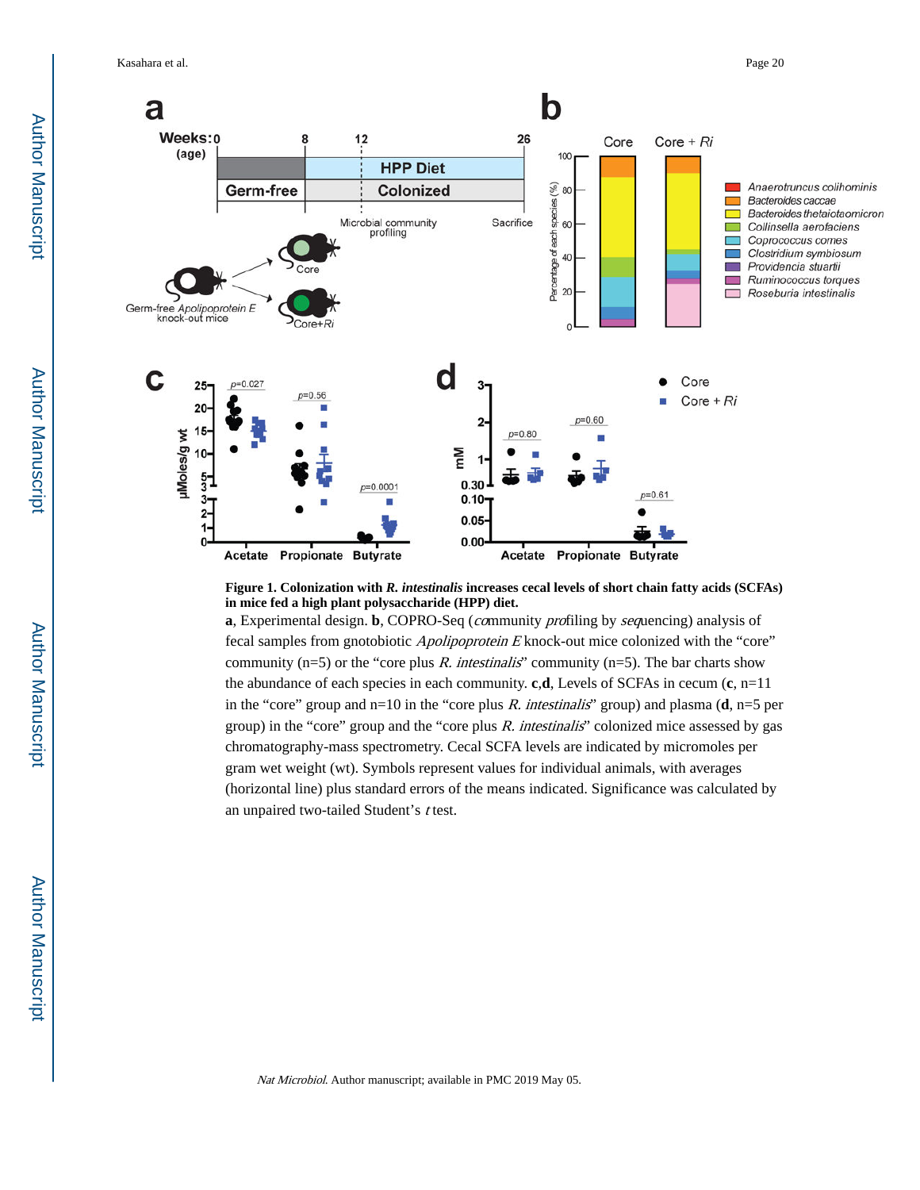**Figure 1. Colonization with *R. intestinalis* increases cecal levels of short chain fatty acids (SCFAs) in mice fed a high plant polysaccharide (HPP) diet.**

**a**, Experimental design. **b**, COPRO-Seq (*co*mmunity *pro*filing by *seq*uencing) analysis of fecal samples from gnotobiotic *Apolipoprotein E* knock-out mice colonized with the “core” community (n=5) or the “core plus *R. intestinalis*” community (n=5). The bar charts show the abundance of each species in each community. **c**,**d**, Levels of SCFAs in cecum (**c**, n=11 in the “core” group and n=10 in the “core plus *R. intestinalis*” group) and plasma (**d**, n=5 per group) in the “core” group and the “core plus *R. intestinalis*” colonized mice assessed by gas chromatography-mass spectrometry. Cecal SCFA levels are indicated by micromoles per gram wet weight (wt). Symbols represent values for individual animals, with averages (horizontal line) plus standard errors of the means indicated. Significance was calculated by an unpaired two-tailed Student’s *t* test.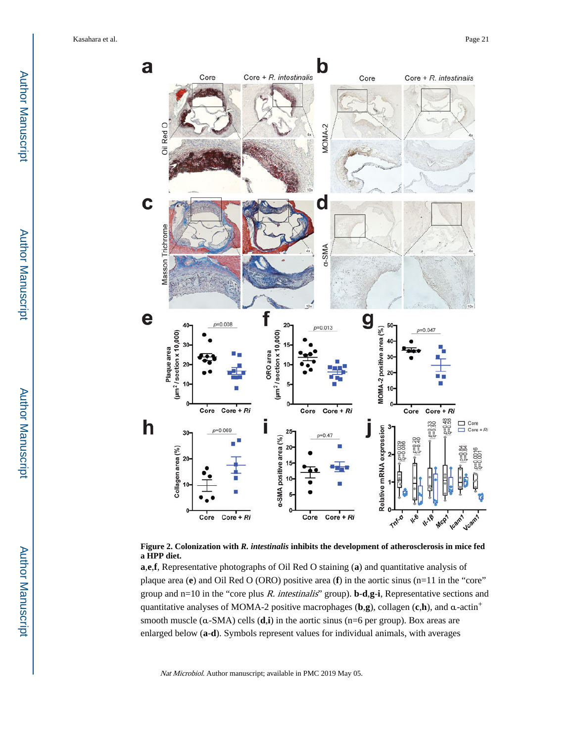**Figure 2. Colonization with *R. intestinalis* inhibits the development of atherosclerosis in mice fed a HPP diet.**

**a**,**e**,**f**, Representative photographs of Oil Red O staining (**a**) and quantitative analysis of plaque area (**e**) and Oil Red O (ORO) positive area (**f**) in the aortic sinus (n=11 in the "core" group and n=10 in the "core plus *R. intestinalis*" group). **b**-**d**,**g**-**i**, Representative sections and quantitative analyses of MOMA-2 positive macrophages (**b**,**g**), collagen (**c**,**h**), and α-actin+ smooth muscle (α-SMA) cells (**d**,**i**) in the aortic sinus (n=6 per group). Box areas are enlarged below (**a**-**d**). Symbols represent values for individual animals, with averages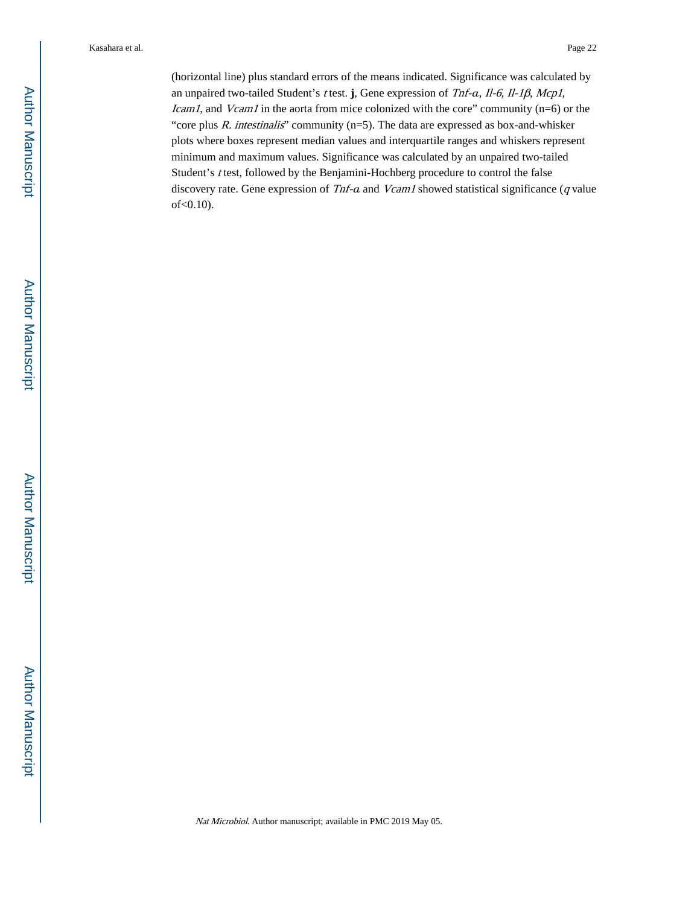(horizontal line) plus standard errors of the means indicated. Significance was calculated by an unpaired two-tailed Student's *t* test. **j**, Gene expression of *Tnf-α*, *Il-6*, *Il-1β*, *Mcp1*, *Icam1*, and *Vcam1* in the aorta from mice colonized with the core" community (n=6) or the "core plus *R. intestinalis*" community (n=5). The data are expressed as box-and-whisker plots where boxes represent median values and interquartile ranges and whiskers represent minimum and maximum values. Significance was calculated by an unpaired two-tailed Student's *t* test, followed by the Benjamini-Hochberg procedure to control the false discovery rate. Gene expression of *Tnf-α* and *Vcam1* showed statistical significance (*q* value of<0.10).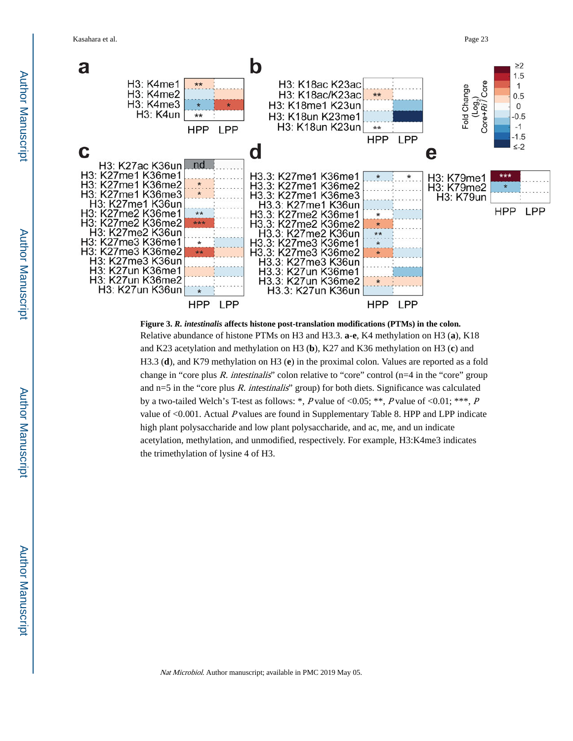**Figure 3. *R. intestinalis* affects histone post-translation modifications (PTMs) in the colon.**

Relative abundance of histone PTMs on H3 and H3.3. **a-e**, K4 methylation on H3 (**a**), K18 and K23 acetylation and methylation on H3 (**b**), K27 and K36 methylation on H3 (**c**) and H3.3 (**d**), and K79 methylation on H3 (**e**) in the proximal colon. Values are reported as a fold change in "core plus *R. intestinalis*" colon relative to "core" control (n=4 in the "core" group and n=5 in the "core plus *R. intestinalis*" group) for both diets. Significance was calculated by a two-tailed Welch's T-test as follows: *, *P* value of <0.05; **, *P* value of <0.01; ***, *P* value of <0.001. Actual *P* values are found in Supplementary Table 8. HPP and LPP indicate high plant polysaccharide and low plant polysaccharide, and ac, me, and un indicate acetylation, methylation, and unmodified, respectively. For example, H3:K4me3 indicates the trimethylation of lysine 4 of H3.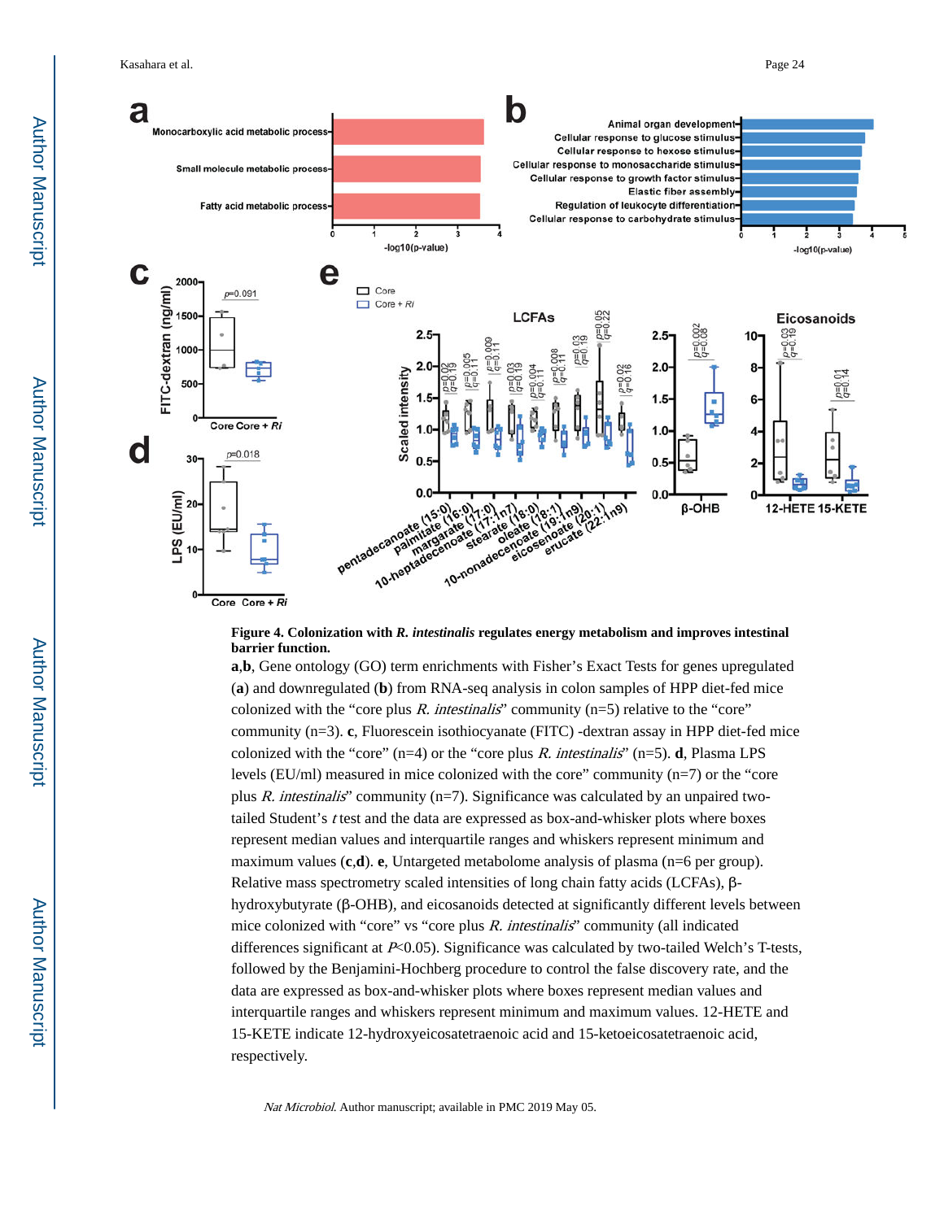**Figure 4. Colonization with *R. intestinalis* regulates energy metabolism and improves intestinal barrier function.**

**a**,**b**, Gene ontology (GO) term enrichments with Fisher's Exact Tests for genes upregulated (**a**) and downregulated (**b**) from RNA-seq analysis in colon samples of HPP diet-fed mice colonized with the "core plus *R. intestinalis*" community (n=5) relative to the "core" community (n=3). **c**, Fluorescein isothiocyanate (FITC) -dextran assay in HPP diet-fed mice colonized with the "core" (n=4) or the "core plus *R. intestinalis*" (n=5). **d**, Plasma LPS levels (EU/ml) measured in mice colonized with the core" community (n=7) or the "core plus *R. intestinalis*" community (n=7). Significance was calculated by an unpaired two-tailed Student's *t* test and the data are expressed as box-and-whisker plots where boxes represent median values and interquartile ranges and whiskers represent minimum and maximum values (**c**,**d**). **e**, Untargeted metabolome analysis of plasma (n=6 per group). Relative mass spectrometry scaled intensities of long chain fatty acids (LCFAs), β-hydroxybutyrate (β-OHB), and eicosanoids detected at significantly different levels between mice colonized with "core" vs "core plus *R. intestinalis*" community (all indicated differences significant at $P<0.05$). Significance was calculated by two-tailed Welch's T-tests, followed by the Benjamini-Hochberg procedure to control the false discovery rate, and the data are expressed as box-and-whisker plots where boxes represent median values and interquartile ranges and whiskers represent minimum and maximum values. 12-HETE and 15-KETE indicate 12-hydroxyeicosatetraenoic acid and 15-ketoeicosatetraenoic acid, respectively.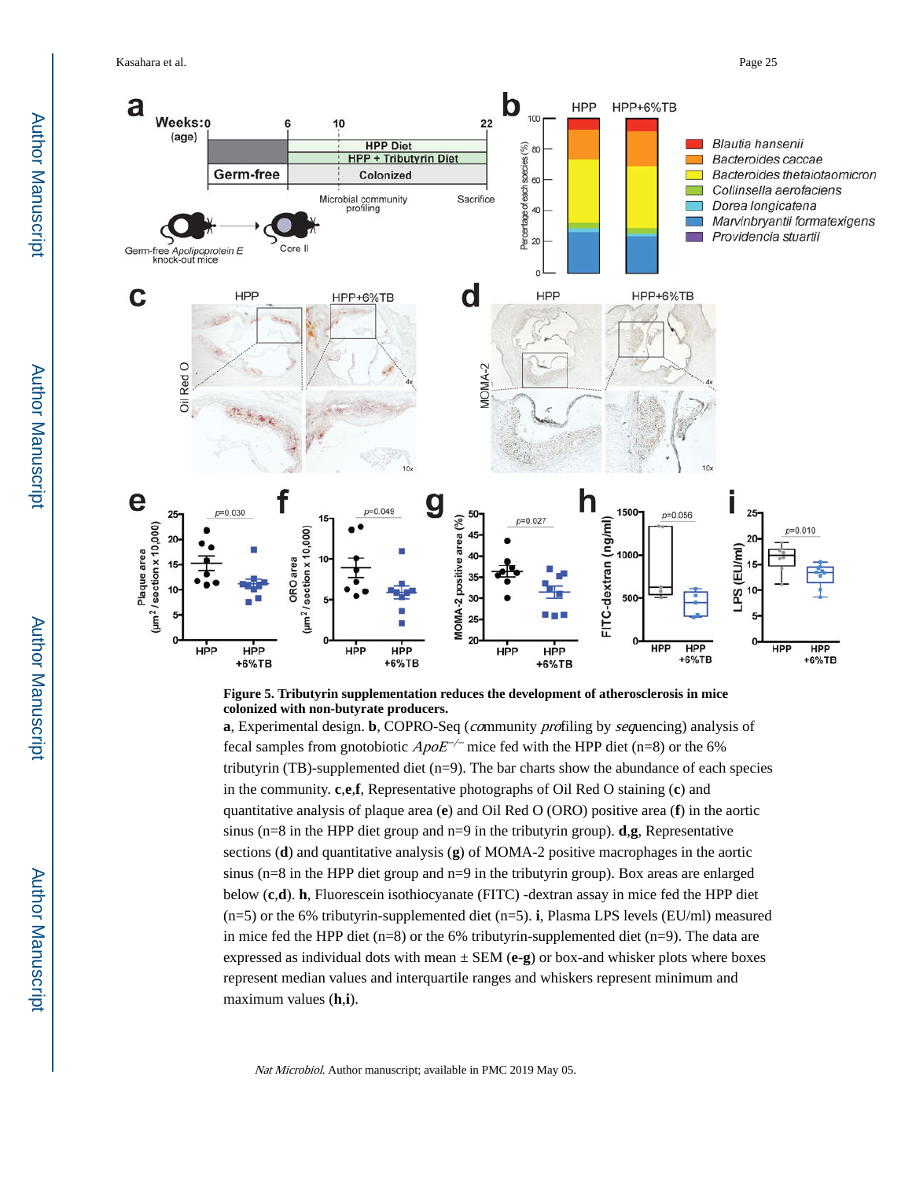**Figure 5. Tributyrin supplementation reduces the development of atherosclerosis in mice colonized with non-butyrate producers.**

**a**, Experimental design. **b**, COPRO-Seq (*co*mmunity *pro*filing by *seq*uencing) analysis of fecal samples from gnotobiotic *ApoE*$^{-/-}$ mice fed with the HPP diet (n=8) or the 6% tributyrin (TB)-supplemented diet (n=9). The bar charts show the abundance of each species in the community. **c**,**e**,**f**, Representative photographs of Oil Red O staining (**c**) and quantitative analysis of plaque area (**e**) and Oil Red O (ORO) positive area (**f**) in the aortic sinus (n=8 in the HPP diet group and n=9 in the tributyrin group). **d**,**g**, Representative sections (**d**) and quantitative analysis (**g**) of MOMA-2 positive macrophages in the aortic sinus (n=8 in the HPP diet group and n=9 in the tributyrin group). Box areas are enlarged below (**c**,**d**). **h**, Fluorescein isothiocyanate (FITC) -dextran assay in mice fed the HPP diet (n=5) or the 6% tributyrin-supplemented diet (n=5). **i**, Plasma LPS levels (EU/ml) measured in mice fed the HPP diet (n=8) or the 6% tributyrin-supplemented diet (n=9). The data are expressed as individual dots with mean ± SEM (**e**-**g**) or box-and whisker plots where boxes represent median values and interquartile ranges and whiskers represent minimum and maximum values (**h**,**i**).